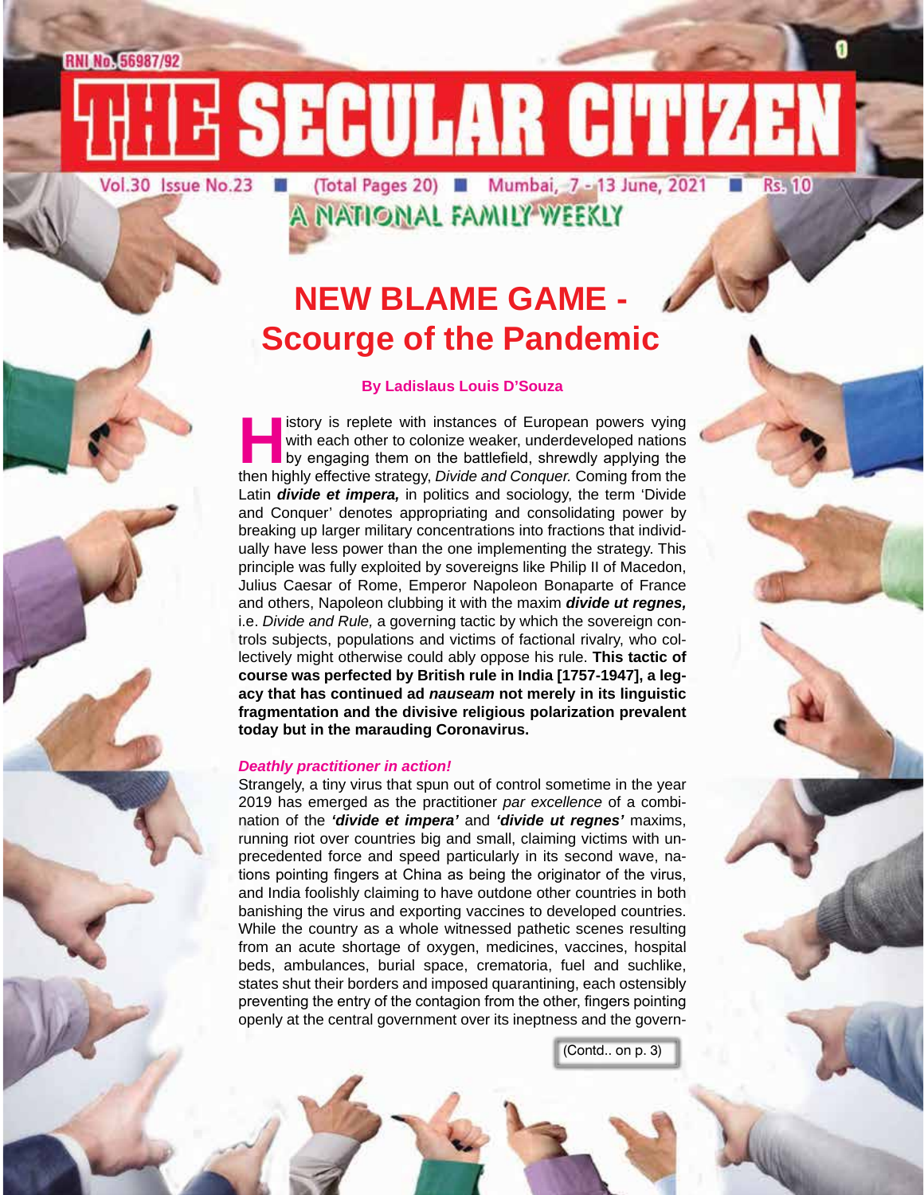RNI No. 56987/92

# THE SECULAR CITIZEN

Vol.30 Issue No.23 ■ (Total Pages 20) ■ Mumbai, 7 - 13 June, 2021 ■ Rs. 10

A NATIONAL FAMILY WEEKLY

## NEW BLAME GAME - Scourge of the Pandemic

**By Ladislaus Louis D'Souza**

History is replete with instances of European powers vying with each other to colonize weaker, underdeveloped nations by engaging them on the battlefield, shrewdly applying the then highly effective strategy, *Divide and Conquer.* Coming from the Latin ***divide et impera,*** in politics and sociology, the term 'Divide and Conquer' denotes appropriating and consolidating power by breaking up larger military concentrations into fractions that individually have less power than the one implementing the strategy. This principle was fully exploited by sovereigns like Philip II of Macedon, Julius Caesar of Rome, Emperor Napoleon Bonaparte of France and others, Napoleon clubbing it with the maxim ***divide ut regnes,*** i.e. *Divide and Rule,* a governing tactic by which the sovereign controls subjects, populations and victims of factional rivalry, who collectively might otherwise could ably oppose his rule. **This tactic of course was perfected by British rule in India [1757-1947], a legacy that has continued ad *nauseam* not merely in its linguistic fragmentation and the divisive religious polarization prevalent today but in the marauding Coronavirus.**

***Deathly practitioner in action!***

Strangely, a tiny virus that spun out of control sometime in the year 2019 has emerged as the practitioner *par excellence* of a combination of the ***'divide et impera'*** and ***'divide ut regnes'*** maxims, running riot over countries big and small, claiming victims with unprecedented force and speed particularly in its second wave, nations pointing fingers at China as being the originator of the virus, and India foolishly claiming to have outdone other countries in both banishing the virus and exporting vaccines to developed countries. While the country as a whole witnessed pathetic scenes resulting from an acute shortage of oxygen, medicines, vaccines, hospital beds, ambulances, burial space, crematoria, fuel and suchlike, states shut their borders and imposed quarantining, each ostensibly preventing the entry of the contagion from the other, fingers pointing openly at the central government over its ineptness and the govern-

(Contd.. on p. 3)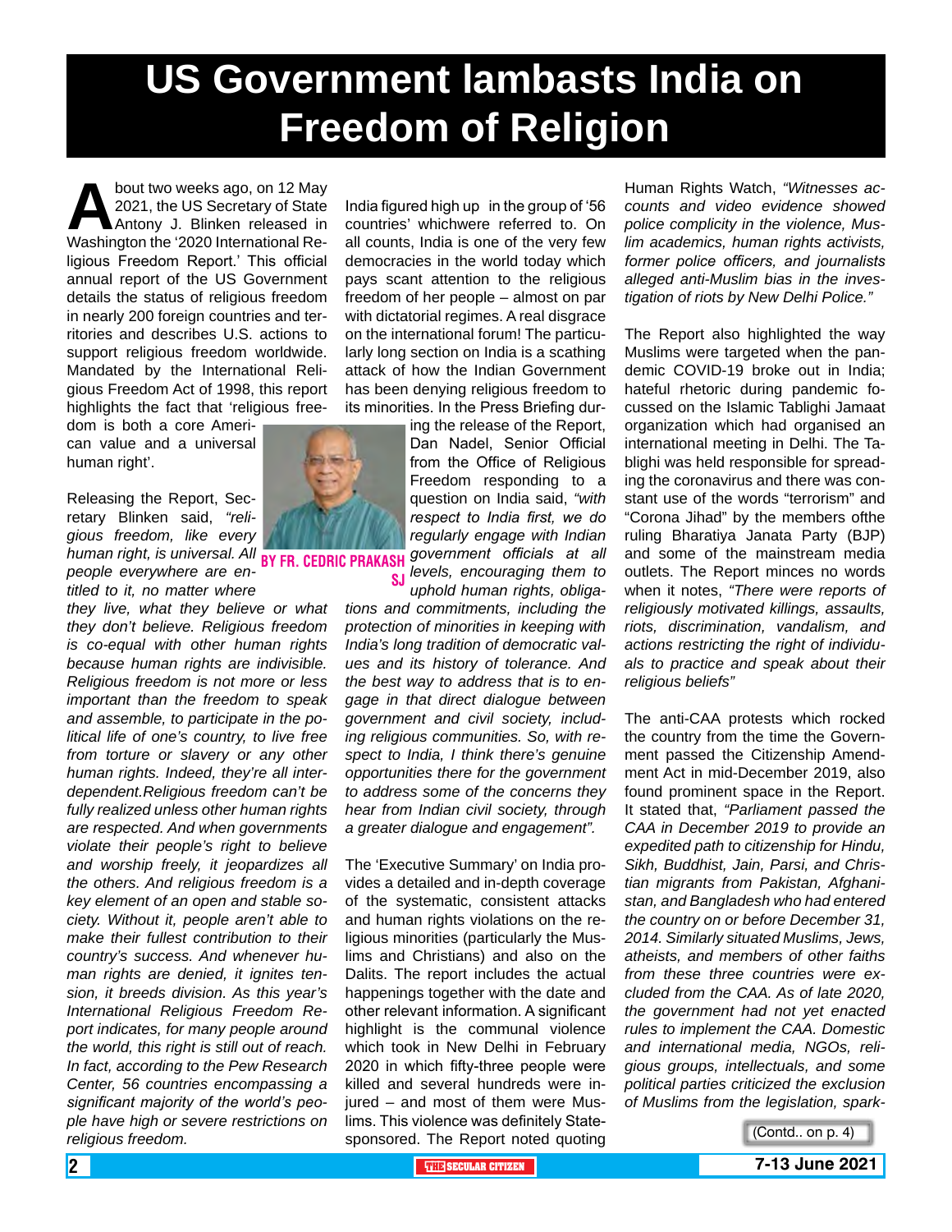# US Government lambasts India on Freedom of Religion

**BY FR. CEDRIC PRAKASH SJ**

About two weeks ago, on 12 May 2021, the US Secretary of State Antony J. Blinken released in Washington the '2020 International Religious Freedom Report.' This official annual report of the US Government details the status of religious freedom in nearly 200 foreign countries and territories and describes U.S. actions to support religious freedom worldwide. Mandated by the International Religious Freedom Act of 1998, this report highlights the fact that 'religious freedom is both a core American value and a universal human right'.

Releasing the Report, Secretary Blinken said, *"religious freedom, like every human right, is universal. All people everywhere are entitled to it, no matter where they live, what they believe or what they don't believe. Religious freedom is co-equal with other human rights because human rights are indivisible. Religious freedom is not more or less important than the freedom to speak and assemble, to participate in the political life of one's country, to live free from torture or slavery or any other human rights. Indeed, they're all interdependent.Religious freedom can't be fully realized unless other human rights are respected. And when governments violate their people's right to believe and worship freely, it jeopardizes all the others. And religious freedom is a key element of an open and stable society. Without it, people aren't able to make their fullest contribution to their country's success. And whenever human rights are denied, it ignites tension, it breeds division. As this year's International Religious Freedom Report indicates, for many people around the world, this right is still out of reach. In fact, according to the Pew Research Center, 56 countries encompassing a significant majority of the world's people have high or severe restrictions on religious freedom.*

India figured high up in the group of '56 countries' whichwere referred to. On all counts, India is one of the very few democracies in the world today which pays scant attention to the religious freedom of her people – almost on par with dictatorial regimes. A real disgrace on the international forum! The particularly long section on India is a scathing attack of how the Indian Government has been denying religious freedom to its minorities. In the Press Briefing during the release of the Report, Dan Nadel, Senior Official from the Office of Religious Freedom responding to a question on India said, *"with respect to India first, we do regularly engage with Indian government officials at all levels, encouraging them to uphold human rights, obligations and commitments, including the protection of minorities in keeping with India's long tradition of democratic values and its history of tolerance. And the best way to address that is to engage in that direct dialogue between government and civil society, including religious communities. So, with respect to India, I think there's genuine opportunities there for the government to address some of the concerns they hear from Indian civil society, through a greater dialogue and engagement".*

The 'Executive Summary' on India provides a detailed and in-depth coverage of the systematic, consistent attacks and human rights violations on the religious minorities (particularly the Muslims and Christians) and also on the Dalits. The report includes the actual happenings together with the date and other relevant information. A significant highlight is the communal violence which took in New Delhi in February 2020 in which fifty-three people were killed and several hundreds were injured – and most of them were Muslims. This violence was definitely State-sponsored. The Report noted quoting Human Rights Watch, *"Witnesses accounts and video evidence showed police complicity in the violence, Muslim academics, human rights activists, former police officers, and journalists alleged anti-Muslim bias in the investigation of riots by New Delhi Police."*

The Report also highlighted the way Muslims were targeted when the pandemic COVID-19 broke out in India; hateful rhetoric during pandemic focussed on the Islamic Tablighi Jamaat organization which had organised an international meeting in Delhi. The Tablighi was held responsible for spreading the coronavirus and there was constant use of the words "terrorism" and "Corona Jihad" by the members ofthe ruling Bharatiya Janata Party (BJP) and some of the mainstream media outlets. The Report minces no words when it notes, *"There were reports of religiously motivated killings, assaults, riots, discrimination, vandalism, and actions restricting the right of individuals to practice and speak about their religious beliefs"*

The anti-CAA protests which rocked the country from the time the Government passed the Citizenship Amendment Act in mid-December 2019, also found prominent space in the Report. It stated that, *"Parliament passed the CAA in December 2019 to provide an expedited path to citizenship for Hindu, Sikh, Buddhist, Jain, Parsi, and Christian migrants from Pakistan, Afghanistan, and Bangladesh who had entered the country on or before December 31, 2014. Similarly situated Muslims, Jews, atheists, and members of other faiths from these three countries were excluded from the CAA. As of late 2020, the government had not yet enacted rules to implement the CAA. Domestic and international media, NGOs, religious groups, intellectuals, and some political parties criticized the exclusion of Muslims from the legislation, spark-*

(Contd.. on p. 4)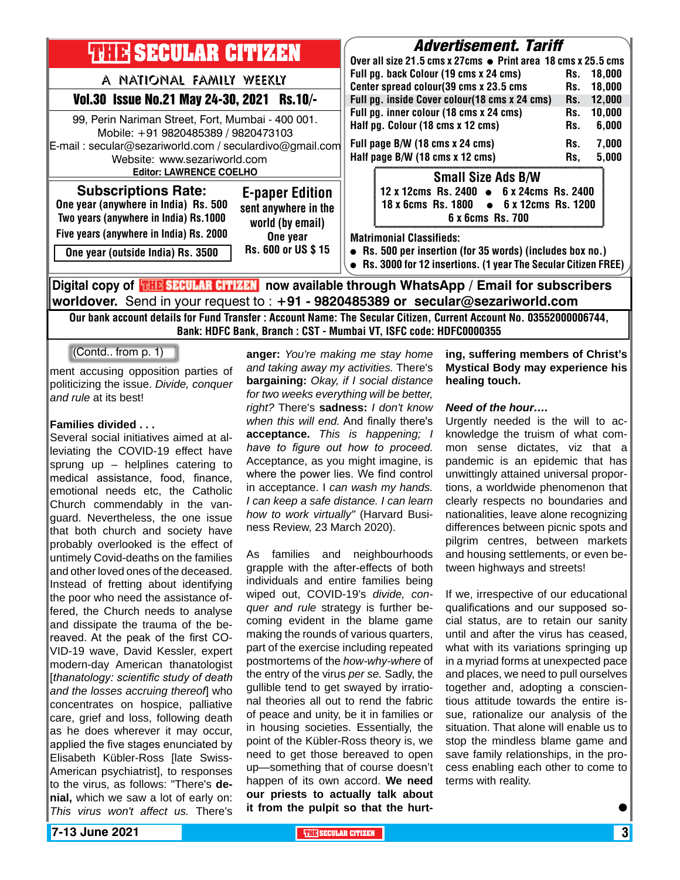# THE SECULAR CITIZEN

A NATIONAL FAMILY WEEKLY

**Vol.30 Issue No.21 May 24-30, 2021 Rs.10/-**

99, Perin Nariman Street, Fort, Mumbai - 400 001.
Mobile: +91 9820485389 / 9820473103
E-mail : secular@sezariworld.com / seculardivo@gmail.com
Website: www.sezariworld.com
**Editor: LAWRENCE COELHO**

## Subscriptions Rate:

**One year (anywhere in India) Rs. 500**
**Two years (anywhere in India) Rs.1000**
**Five years (anywhere in India) Rs. 2000**
**One year (outside India) Rs. 3500**

## E-paper Edition

**sent anywhere in the world (by email) One year Rs. 600 or US $ 15**

## *Advertisement. Tariff*

**Over all size 21.5 cms x 27cms • Print area 18 cms x 25.5 cms**

| | |
|---|---|
| Full pg. back Colour (19 cms x 24 cms) | Rs. 18,000 |
| Center spread colour(39 cms x 23.5 cms | Rs. 18,000 |
| Full pg. inside Cover colour(18 cms x 24 cms) | Rs. 12,000 |
| Full pg. inner colour (18 cms x 24 cms) | Rs. 10,000 |
| Half pg. Colour (18 cms x 12 cms) | Rs. 6,000 |
| Full page B/W (18 cms x 24 cms) | Rs. 7,000 |
| Half page B/W (18 cms x 12 cms) | Rs, 5,000 |

### Small Size Ads B/W

**12 x 12cms Rs. 2400 • 6 x 24cms Rs. 2400**
**18 x 6cms Rs. 1800 • 6 x 12cms Rs. 1200**
**6 x 6cms Rs. 700**

**Matrimonial Classifieds:**

- **Rs. 500 per insertion (for 35 words) (includes box no.)**
- **Rs. 3000 for 12 insertions. (1 year The Secular Citizen FREE)**

**Digital copy of THE SECULAR CITIZEN now available through WhatsApp / Email for subscribers worldover.** Send in your request to : **+91 - 9820485389 or secular@sezariworld.com**

**Our bank account details for Fund Transfer : Account Name: The Secular Citizen, Current Account No. 03552000006744, Bank: HDFC Bank, Branch : CST - Mumbai VT, ISFC code: HDFC0000355**

---

(Contd.. from p. 1)

ment accusing opposition parties of politicizing the issue. *Divide, conquer and rule* at its best!

**Families divided . . .**

Several social initiatives aimed at alleviating the COVID-19 effect have sprung up – helplines catering to medical assistance, food, finance, emotional needs etc, the Catholic Church commendably in the vanguard. Nevertheless, the one issue that both church and society have probably overlooked is the effect of untimely Covid-deaths on the families and other loved ones of the deceased. Instead of fretting about identifying the poor who need the assistance offered, the Church needs to analyse and dissipate the trauma of the bereaved. At the peak of the first COVID-19 wave, David Kessler, expert modern-day American thanatologist [*thanatology: scientific study of death and the losses accruing thereof*] who concentrates on hospice, palliative care, grief and loss, following death as he does wherever it may occur, applied the five stages enunciated by Elisabeth Kübler-Ross [late Swiss-American psychiatrist], to responses to the virus, as follows: "There's **denial,** which we saw a lot of early on: *This virus won't affect us.* There's **anger:** *You're making me stay home and taking away my activities.* There's **bargaining:** *Okay, if I social distance for two weeks everything will be better, right?* There's **sadness:** *I don't know when this will end.* And finally there's **acceptance.** *This is happening; I have to figure out how to proceed.* Acceptance, as you might imagine, is where the power lies. We find control in acceptance. I *can wash my hands. I can keep a safe distance. I can learn how to work virtually"* (Harvard Business Review, 23 March 2020).

As families and neighbourhoods grapple with the after-effects of both individuals and entire families being wiped out, COVID-19's *divide, conquer and rule* strategy is further becoming evident in the blame game making the rounds of various quarters, part of the exercise including repeated postmortems of the *how-why-where* of the entry of the virus *per se.* Sadly, the gullible tend to get swayed by irrational theories all out to rend the fabric of peace and unity, be it in families or in housing societies. Essentially, the point of the Kübler-Ross theory is, we need to get those bereaved to open up—something that of course doesn't happen of its own accord. **We need our priests to actually talk about it from the pulpit so that the hurting, suffering members of Christ's Mystical Body may experience his healing touch.**

***Need of the hour….***

Urgently needed is the will to acknowledge the truism of what common sense dictates, viz that a pandemic is an epidemic that has unwittingly attained universal proportions, a worldwide phenomenon that clearly respects no boundaries and nationalities, leave alone recognizing differences between picnic spots and pilgrim centres, between markets and housing settlements, or even between highways and streets!

If we, irrespective of our educational qualifications and our supposed social status, are to retain our sanity until and after the virus has ceased, what with its variations springing up in a myriad forms at unexpected pace and places, we need to pull ourselves together and, adopting a conscientious attitude towards the entire issue, rationalize our analysis of the situation. That alone will enable us to stop the mindless blame game and save family relationships, in the process enabling each other to come to terms with reality.

●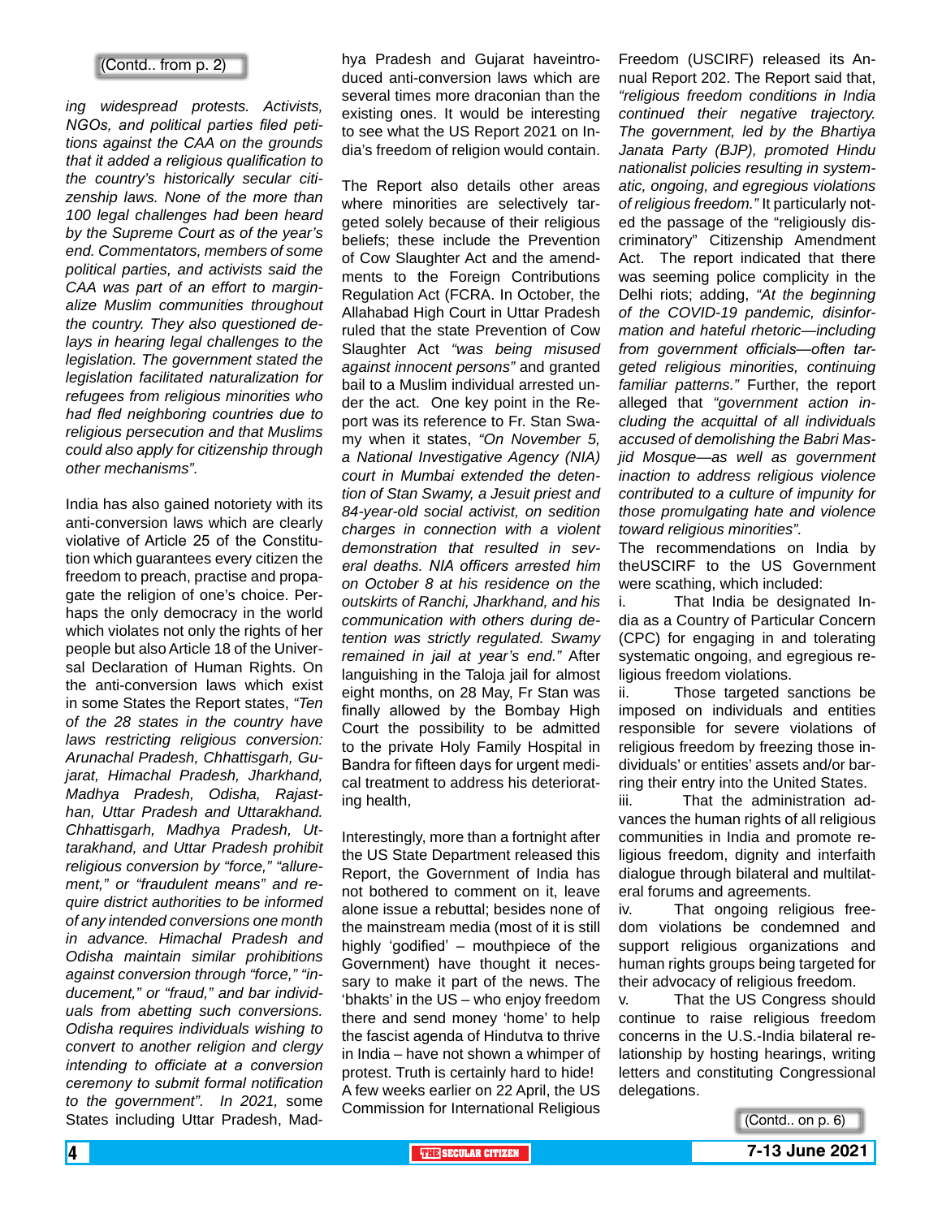(Contd.. from p. 2)

*ing widespread protests. Activists, NGOs, and political parties filed petitions against the CAA on the grounds that it added a religious qualification to the country's historically secular citizenship laws. None of the more than 100 legal challenges had been heard by the Supreme Court as of the year's end. Commentators, members of some political parties, and activists said the CAA was part of an effort to marginalize Muslim communities throughout the country. They also questioned delays in hearing legal challenges to the legislation. The government stated the legislation facilitated naturalization for refugees from religious minorities who had fled neighboring countries due to religious persecution and that Muslims could also apply for citizenship through other mechanisms".*

India has also gained notoriety with its anti-conversion laws which are clearly violative of Article 25 of the Constitution which guarantees every citizen the freedom to preach, practise and propagate the religion of one's choice. Perhaps the only democracy in the world which violates not only the rights of her people but also Article 18 of the Universal Declaration of Human Rights. On the anti-conversion laws which exist in some States the Report states, *"Ten of the 28 states in the country have laws restricting religious conversion: Arunachal Pradesh, Chhattisgarh, Gujarat, Himachal Pradesh, Jharkhand, Madhya Pradesh, Odisha, Rajasthan, Uttar Pradesh and Uttarakhand. Chhattisgarh, Madhya Pradesh, Uttarakhand, and Uttar Pradesh prohibit religious conversion by "force," "allurement," or "fraudulent means" and require district authorities to be informed of any intended conversions one month in advance. Himachal Pradesh and Odisha maintain similar prohibitions against conversion through "force," "inducement," or "fraud," and bar individuals from abetting such conversions. Odisha requires individuals wishing to convert to another religion and clergy intending to officiate at a conversion ceremony to submit formal notification to the government". In 2021,* some States including Uttar Pradesh, Madhya Pradesh and Gujarat haveintroduced anti-conversion laws which are several times more draconian than the existing ones. It would be interesting to see what the US Report 2021 on India's freedom of religion would contain.

The Report also details other areas where minorities are selectively targeted solely because of their religious beliefs; these include the Prevention of Cow Slaughter Act and the amendments to the Foreign Contributions Regulation Act (FCRA. In October, the Allahabad High Court in Uttar Pradesh ruled that the state Prevention of Cow Slaughter Act *"was being misused against innocent persons"* and granted bail to a Muslim individual arrested under the act. One key point in the Report was its reference to Fr. Stan Swamy when it states, *"On November 5, a National Investigative Agency (NIA) court in Mumbai extended the detention of Stan Swamy, a Jesuit priest and 84-year-old social activist, on sedition charges in connection with a violent demonstration that resulted in several deaths. NIA officers arrested him on October 8 at his residence on the outskirts of Ranchi, Jharkhand, and his communication with others during detention was strictly regulated. Swamy remained in jail at year's end."* After languishing in the Taloja jail for almost eight months, on 28 May, Fr Stan was finally allowed by the Bombay High Court the possibility to be admitted to the private Holy Family Hospital in Bandra for fifteen days for urgent medical treatment to address his deteriorating health,

Interestingly, more than a fortnight after the US State Department released this Report, the Government of India has not bothered to comment on it, leave alone issue a rebuttal; besides none of the mainstream media (most of it is still highly 'godified' – mouthpiece of the Government) have thought it necessary to make it part of the news. The 'bhakts' in the US – who enjoy freedom there and send money 'home' to help the fascist agenda of Hindutva to thrive in India – have not shown a whimper of protest. Truth is certainly hard to hide! A few weeks earlier on 22 April, the US Commission for International Religious Freedom (USCIRF) released its Annual Report 202. The Report said that, *"religious freedom conditions in India continued their negative trajectory. The government, led by the Bhartiya Janata Party (BJP), promoted Hindu nationalist policies resulting in systematic, ongoing, and egregious violations of religious freedom."* It particularly noted the passage of the "religiously discriminatory" Citizenship Amendment Act. The report indicated that there was seeming police complicity in the Delhi riots; adding, *"At the beginning of the COVID-19 pandemic, disinformation and hateful rhetoric—including from government officials—often targeted religious minorities, continuing familiar patterns."* Further, the report alleged that *"government action including the acquittal of all individuals accused of demolishing the Babri Masjid Mosque—as well as government inaction to address religious violence contributed to a culture of impunity for those promulgating hate and violence toward religious minorities".*

The recommendations on India by theUSCIRF to the US Government were scathing, which included:

i. That India be designated India as a Country of Particular Concern (CPC) for engaging in and tolerating systematic ongoing, and egregious religious freedom violations.

ii. Those targeted sanctions be imposed on individuals and entities responsible for severe violations of religious freedom by freezing those individuals' or entities' assets and/or barring their entry into the United States.

iii. That the administration advances the human rights of all religious communities in India and promote religious freedom, dignity and interfaith dialogue through bilateral and multilateral forums and agreements.

iv. That ongoing religious freedom violations be condemned and support religious organizations and human rights groups being targeted for their advocacy of religious freedom.

v. That the US Congress should continue to raise religious freedom concerns in the U.S.-India bilateral relationship by hosting hearings, writing letters and constituting Congressional delegations.

(Contd.. on p. 6)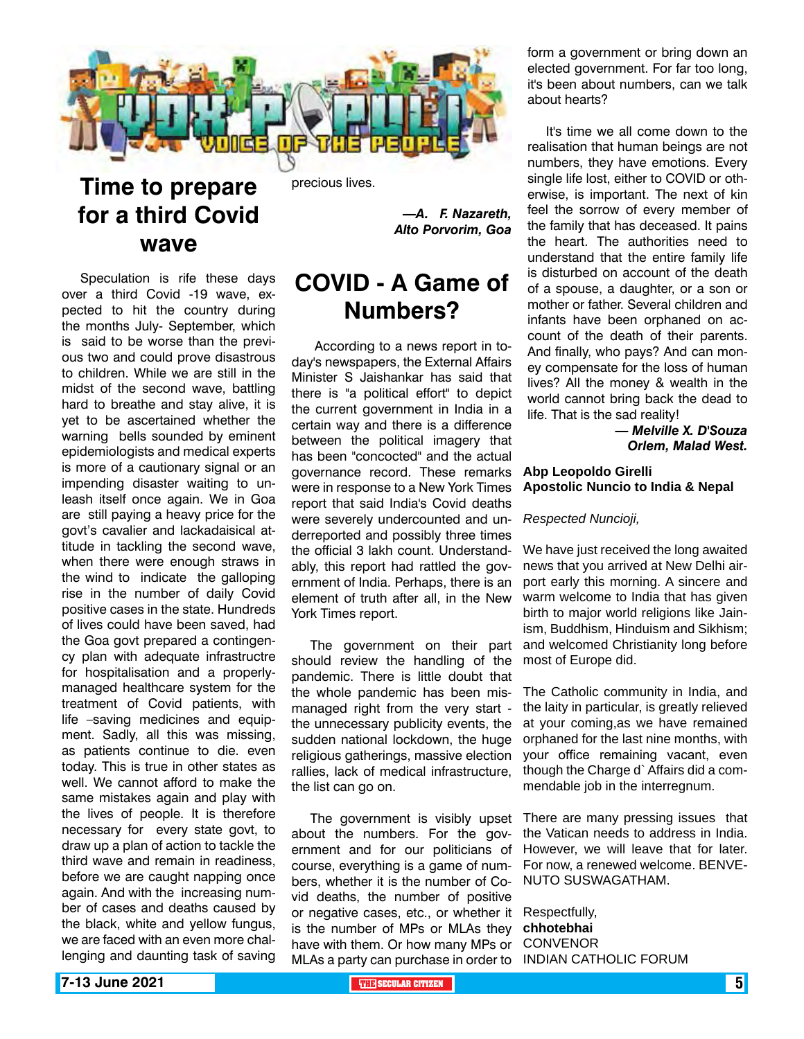# VOX POPULI

VOICE OF THE PEOPLE

## Time to prepare for a third Covid wave

Speculation is rife these days over a third Covid -19 wave, expected to hit the country during the months July- September, which is said to be worse than the previous two and could prove disastrous to children. While we are still in the midst of the second wave, battling hard to breathe and stay alive, it is yet to be ascertained whether the warning bells sounded by eminent epidemiologists and medical experts is more of a cautionary signal or an impending disaster waiting to unleash itself once again. We in Goa are still paying a heavy price for the govt's cavalier and lackadaisical attitude in tackling the second wave, when there were enough straws in the wind to indicate the galloping rise in the number of daily Covid positive cases in the state. Hundreds of lives could have been saved, had the Goa govt prepared a contingency plan with adequate infrastructre for hospitalisation and a properly-managed healthcare system for the treatment of Covid patients, with life –saving medicines and equipment. Sadly, all this was missing, as patients continue to die. even today. This is true in other states as well. We cannot afford to make the same mistakes again and play with the lives of people. It is therefore necessary for every state govt, to draw up a plan of action to tackle the third wave and remain in readiness, before we are caught napping once again. And with the increasing number of cases and deaths caused by the black, white and yellow fungus, we are faced with an even more challenging and daunting task of saving precious lives.

***—A. F. Nazareth, Alto Porvorim, Goa***

## COVID - A Game of Numbers?

According to a news report in today's newspapers, the External Affairs Minister S Jaishankar has said that there is "a political effort" to depict the current government in India in a certain way and there is a difference between the political imagery that has been "concocted" and the actual governance record. These remarks were in response to a New York Times report that said India's Covid deaths were severely undercounted and underreported and possibly three times the official 3 lakh count. Understandably, this report had rattled the government of India. Perhaps, there is an element of truth after all, in the New York Times report.

The government on their part should review the handling of the pandemic. There is little doubt that the whole pandemic has been mismanaged right from the very start - the unnecessary publicity events, the sudden national lockdown, the huge religious gatherings, massive election rallies, lack of medical infrastructure, the list can go on.

The government is visibly upset about the numbers. For the government and for our politicians of course, everything is a game of numbers, whether it is the number of Covid deaths, the number of positive or negative cases, etc., or whether it is the number of MPs or MLAs they have with them. Or how many MPs or MLAs a party can purchase in order to form a government or bring down an elected government. For far too long, it's been about numbers, can we talk about hearts?

It's time we all come down to the realisation that human beings are not numbers, they have emotions. Every single life lost, either to COVID or otherwise, is important. The next of kin feel the sorrow of every member of the family that has deceased. It pains the heart. The authorities need to understand that the entire family life is disturbed on account of the death of a spouse, a daughter, or a son or mother or father. Several children and infants have been orphaned on account of the death of their parents. And finally, who pays? And can money compensate for the loss of human lives? All the money & wealth in the world cannot bring back the dead to life. That is the sad reality!

***— Melville X. D'Souza, Orlem, Malad West.***

**Abp Leopoldo Girelli**
**Apostolic Nuncio to India & Nepal**

*Respected Nuncioji,*

We have just received the long awaited news that you arrived at New Delhi airport early this morning. A sincere and warm welcome to India that has given birth to major world religions like Jainism, Buddhism, Hinduism and Sikhism; and welcomed Christianity long before most of Europe did.

The Catholic community in India, and the laity in particular, is greatly relieved at your coming,as we have remained orphaned for the last nine months, with your office remaining vacant, even though the Charge d`Affairs did a commendable job in the interregnum.

There are many pressing issues that the Vatican needs to address in India. However, we will leave that for later. For now, a renewed welcome. BENVENUTO SUSWAGATHAM.

Respectfully,
**chhotebhai**
CONVENOR
INDIAN CATHOLIC FORUM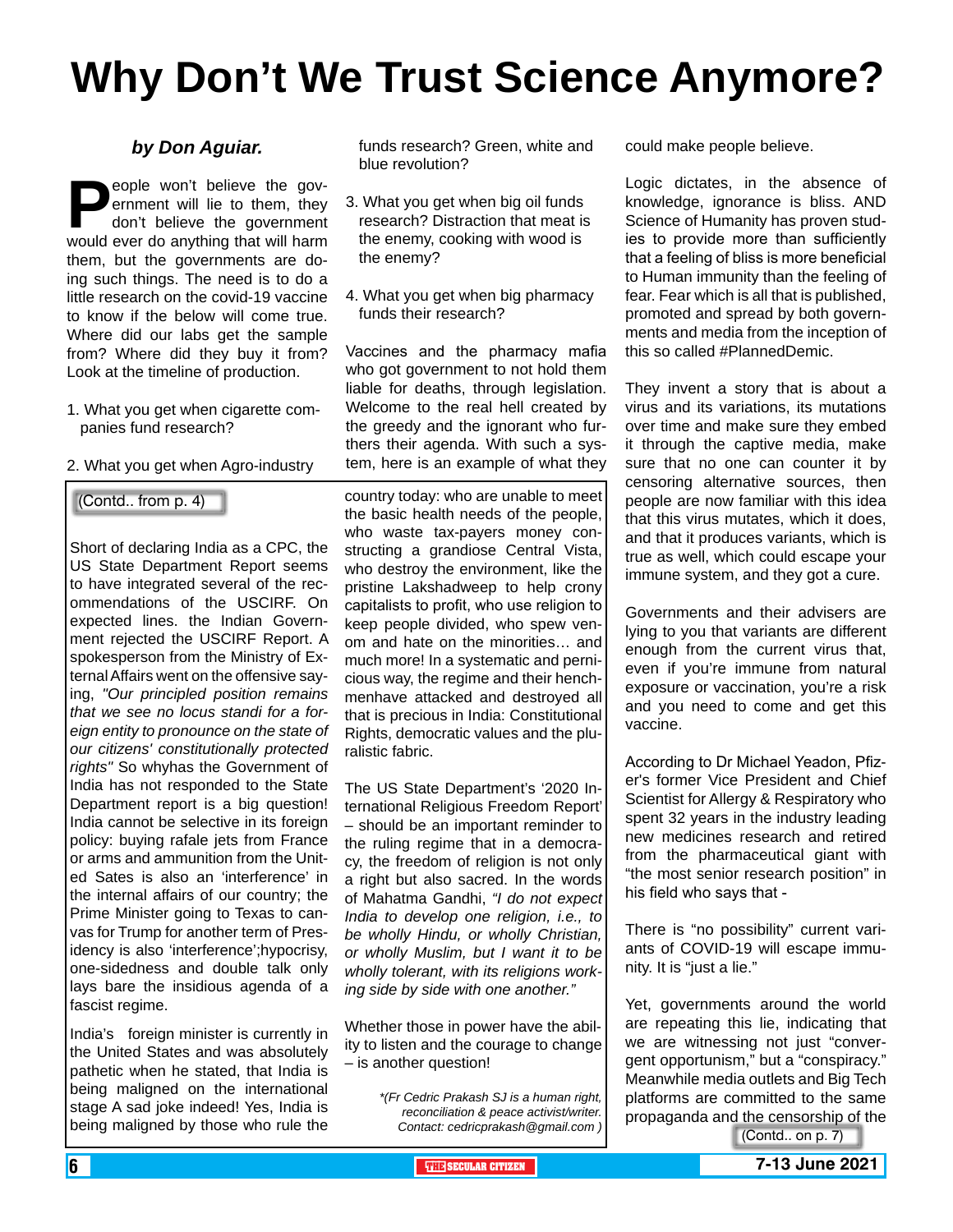# Why Don't We Trust Science Anymore?

***by Don Aguiar.***

People won't believe the government will lie to them, they don't believe the government would ever do anything that will harm them, but the governments are doing such things. The need is to do a little research on the covid-19 vaccine to know if the below will come true. Where did our labs get the sample from? Where did they buy it from? Look at the timeline of production.

1. What you get when cigarette companies fund research?

2. What you get when Agro-industry funds research? Green, white and blue revolution?

3. What you get when big oil funds research? Distraction that meat is the enemy, cooking with wood is the enemy?

4. What you get when big pharmacy funds their research?

Vaccines and the pharmacy mafia who got government to not hold them liable for deaths, through legislation. Welcome to the real hell created by the greedy and the ignorant who furthers their agenda. With such a system, here is an example of what they could make people believe.

Logic dictates, in the absence of knowledge, ignorance is bliss. AND Science of Humanity has proven studies to provide more than sufficiently that a feeling of bliss is more beneficial to Human immunity than the feeling of fear. Fear which is all that is published, promoted and spread by both governments and media from the inception of this so called #PlannedDemic.

They invent a story that is about a virus and its variations, its mutations over time and make sure they embed it through the captive media, make sure that no one can counter it by censoring alternative sources, then people are now familiar with this idea that this virus mutates, which it does, and that it produces variants, which is true as well, which could escape your immune system, and they got a cure.

Governments and their advisers are lying to you that variants are different enough from the current virus that, even if you're immune from natural exposure or vaccination, you're a risk and you need to come and get this vaccine.

According to Dr Michael Yeadon, Pfizer's former Vice President and Chief Scientist for Allergy & Respiratory who spent 32 years in the industry leading new medicines research and retired from the pharmaceutical giant with "the most senior research position" in his field who says that -

There is "no possibility" current variants of COVID-19 will escape immunity. It is "just a lie."

Yet, governments around the world are repeating this lie, indicating that we are witnessing not just "convergent opportunism," but a "conspiracy." Meanwhile media outlets and Big Tech platforms are committed to the same propaganda and the censorship of the

(Contd.. on p. 7)

---

(Contd.. from p. 4)

Short of declaring India as a CPC, the US State Department Report seems to have integrated several of the recommendations of the USCIRF. On expected lines. the Indian Government rejected the USCIRF Report. A spokesperson from the Ministry of External Affairs went on the offensive saying, *"Our principled position remains that we see no locus standi for a foreign entity to pronounce on the state of our citizens' constitutionally protected rights"* So whyhas the Government of India has not responded to the State Department report is a big question! India cannot be selective in its foreign policy: buying rafale jets from France or arms and ammunition from the United Sates is also an 'interference' in the internal affairs of our country; the Prime Minister going to Texas to canvas for Trump for another term of Presidency is also 'interference';hypocrisy, one-sidedness and double talk only lays bare the insidious agenda of a fascist regime.

India's foreign minister is currently in the United States and was absolutely pathetic when he stated, that India is being maligned on the international stage A sad joke indeed! Yes, India is being maligned by those who rule the country today: who are unable to meet the basic health needs of the people, who waste tax-payers money constructing a grandiose Central Vista, who destroy the environment, like the pristine Lakshadweep to help crony capitalists to profit, who use religion to keep people divided, who spew venom and hate on the minorities… and much more! In a systematic and pernicious way, the regime and their henchmenhave attacked and destroyed all that is precious in India: Constitutional Rights, democratic values and the pluralistic fabric.

The US State Department's '2020 International Religious Freedom Report' – should be an important reminder to the ruling regime that in a democracy, the freedom of religion is not only a right but also sacred. In the words of Mahatma Gandhi, *"I do not expect India to develop one religion, i.e., to be wholly Hindu, or wholly Christian, or wholly Muslim, but I want it to be wholly tolerant, with its religions working side by side with one another."*

Whether those in power have the ability to listen and the courage to change – is another question!

*\*(Fr Cedric Prakash SJ is a human right, reconciliation & peace activist/writer. Contact: cedricprakash@gmail.com )*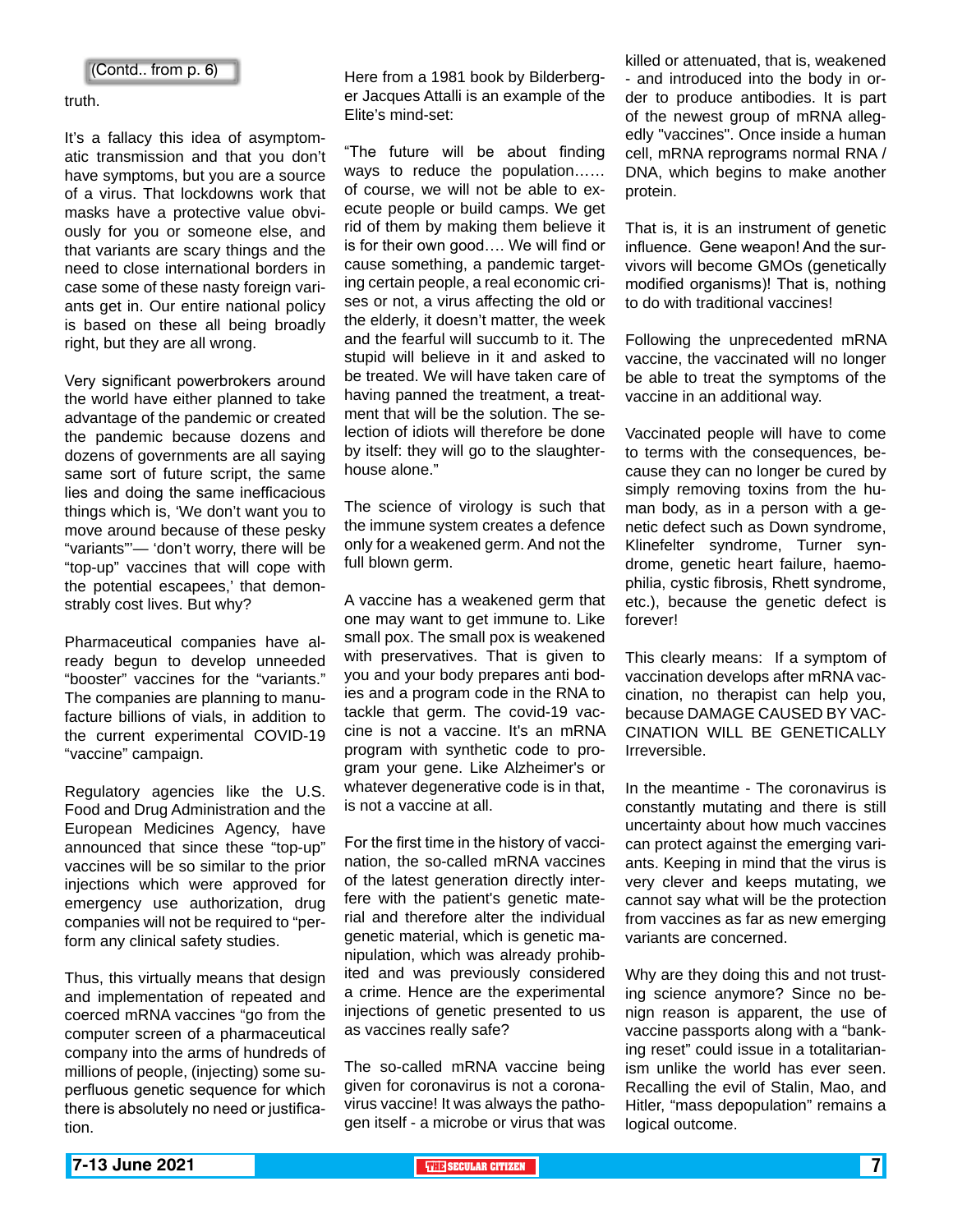(Contd.. from p. 6)

truth.

It's a fallacy this idea of asymptomatic transmission and that you don't have symptoms, but you are a source of a virus. That lockdowns work that masks have a protective value obviously for you or someone else, and that variants are scary things and the need to close international borders in case some of these nasty foreign variants get in. Our entire national policy is based on these all being broadly right, but they are all wrong.

Very significant powerbrokers around the world have either planned to take advantage of the pandemic or created the pandemic because dozens and dozens of governments are all saying same sort of future script, the same lies and doing the same inefficacious things which is, 'We don't want you to move around because of these pesky "variants"'— 'don't worry, there will be "top-up" vaccines that will cope with the potential escapees,' that demonstrably cost lives. But why?

Pharmaceutical companies have already begun to develop unneeded "booster" vaccines for the "variants." The companies are planning to manufacture billions of vials, in addition to the current experimental COVID-19 "vaccine" campaign.

Regulatory agencies like the U.S. Food and Drug Administration and the European Medicines Agency, have announced that since these "top-up" vaccines will be so similar to the prior injections which were approved for emergency use authorization, drug companies will not be required to "perform any clinical safety studies.

Thus, this virtually means that design and implementation of repeated and coerced mRNA vaccines "go from the computer screen of a pharmaceutical company into the arms of hundreds of millions of people, (injecting) some superfluous genetic sequence for which there is absolutely no need or justification.

Here from a 1981 book by Bilderberger Jacques Attalli is an example of the Elite's mind-set:

"The future will be about finding ways to reduce the population…… of course, we will not be able to execute people or build camps. We get rid of them by making them believe it is for their own good…. We will find or cause something, a pandemic targeting certain people, a real economic crises or not, a virus affecting the old or the elderly, it doesn't matter, the week and the fearful will succumb to it. The stupid will believe in it and asked to be treated. We will have taken care of having panned the treatment, a treatment that will be the solution. The selection of idiots will therefore be done by itself: they will go to the slaughterhouse alone."

The science of virology is such that the immune system creates a defence only for a weakened germ. And not the full blown germ.

A vaccine has a weakened germ that one may want to get immune to. Like small pox. The small pox is weakened with preservatives. That is given to you and your body prepares anti bodies and a program code in the RNA to tackle that germ. The covid-19 vaccine is not a vaccine. It's an mRNA program with synthetic code to program your gene. Like Alzheimer's or whatever degenerative code is in that, is not a vaccine at all.

For the first time in the history of vaccination, the so-called mRNA vaccines of the latest generation directly interfere with the patient's genetic material and therefore alter the individual genetic material, which is genetic manipulation, which was already prohibited and was previously considered a crime. Hence are the experimental injections of genetic presented to us as vaccines really safe?

The so-called mRNA vaccine being given for coronavirus is not a coronavirus vaccine! It was always the pathogen itself - a microbe or virus that was killed or attenuated, that is, weakened - and introduced into the body in order to produce antibodies. It is part of the newest group of mRNA allegedly "vaccines". Once inside a human cell, mRNA reprograms normal RNA / DNA, which begins to make another protein.

That is, it is an instrument of genetic influence. Gene weapon! And the survivors will become GMOs (genetically modified organisms)! That is, nothing to do with traditional vaccines!

Following the unprecedented mRNA vaccine, the vaccinated will no longer be able to treat the symptoms of the vaccine in an additional way.

Vaccinated people will have to come to terms with the consequences, because they can no longer be cured by simply removing toxins from the human body, as in a person with a genetic defect such as Down syndrome, Klinefelter syndrome, Turner syndrome, genetic heart failure, haemophilia, cystic fibrosis, Rhett syndrome, etc.), because the genetic defect is forever!

This clearly means: If a symptom of vaccination develops after mRNA vaccination, no therapist can help you, because DAMAGE CAUSED BY VACCINATION WILL BE GENETICALLY Irreversible.

In the meantime - The coronavirus is constantly mutating and there is still uncertainty about how much vaccines can protect against the emerging variants. Keeping in mind that the virus is very clever and keeps mutating, we cannot say what will be the protection from vaccines as far as new emerging variants are concerned.

Why are they doing this and not trusting science anymore? Since no benign reason is apparent, the use of vaccine passports along with a "banking reset" could issue in a totalitarianism unlike the world has ever seen. Recalling the evil of Stalin, Mao, and Hitler, "mass depopulation" remains a logical outcome.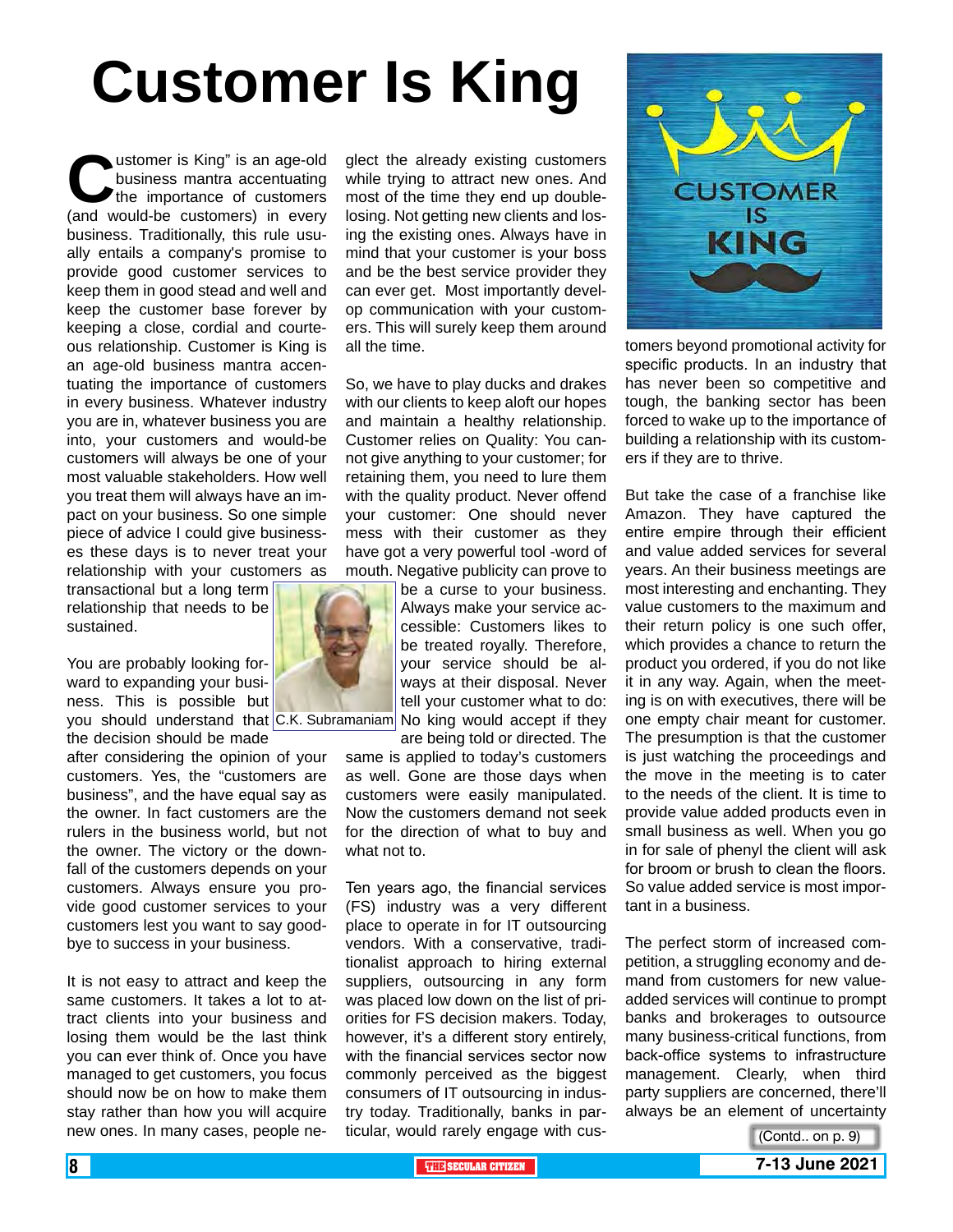# Customer Is King

"Customer is King" is an age-old business mantra accentuating the importance of customers (and would-be customers) in every business. Traditionally, this rule usually entails a company's promise to provide good customer services to keep them in good stead and well and keep the customer base forever by keeping a close, cordial and courteous relationship. Customer is King is an age-old business mantra accentuating the importance of customers in every business. Whatever industry you are in, whatever business you are into, your customers and would-be customers will always be one of your most valuable stakeholders. How well you treat them will always have an impact on your business. So one simple piece of advice I could give businesses these days is to never treat your relationship with your customers as transactional but a long term relationship that needs to be sustained.

You are probably looking forward to expanding your business. This is possible but you should understand that the decision should be made after considering the opinion of your customers. Yes, the "customers are business", and the have equal say as the owner. In fact customers are the rulers in the business world, but not the owner. The victory or the downfall of the customers depends on your customers. Always ensure you provide good customer services to your customers lest you want to say goodbye to success in your business.

It is not easy to attract and keep the same customers. It takes a lot to attract clients into your business and losing them would be the last think you can ever think of. Once you have managed to get customers, you focus should now be on how to make them stay rather than how you will acquire new ones. In many cases, people neglect the already existing customers while trying to attract new ones. And most of the time they end up double-losing. Not getting new clients and losing the existing ones. Always have in mind that your customer is your boss and be the best service provider they can ever get. Most importantly develop communication with your customers. This will surely keep them around all the time.

So, we have to play ducks and drakes with our clients to keep aloft our hopes and maintain a healthy relationship. Customer relies on Quality: You cannot give anything to your customer; for retaining them, you need to lure them with the quality product. Never offend your customer: One should never mess with their customer as they have got a very powerful tool -word of mouth. Negative publicity can prove to be a curse to your business. Always make your service accessible: Customers likes to be treated royally. Therefore, your service should be always at their disposal. Never tell your customer what to do: No king would accept if they are being told or directed. The same is applied to today's customers as well. Gone are those days when customers were easily manipulated. Now the customers demand not seek for the direction of what to buy and what not to.

C.K. Subramaniam

Ten years ago, the financial services (FS) industry was a very different place to operate in for IT outsourcing vendors. With a conservative, traditionalist approach to hiring external suppliers, outsourcing in any form was placed low down on the list of priorities for FS decision makers. Today, however, it's a different story entirely, with the financial services sector now commonly perceived as the biggest consumers of IT outsourcing in industry today. Traditionally, banks in particular, would rarely engage with customers beyond promotional activity for specific products. In an industry that has never been so competitive and tough, the banking sector has been forced to wake up to the importance of building a relationship with its customers if they are to thrive.

But take the case of a franchise like Amazon. They have captured the entire empire through their efficient and value added services for several years. An their business meetings are most interesting and enchanting. They value customers to the maximum and their return policy is one such offer, which provides a chance to return the product you ordered, if you do not like it in any way. Again, when the meeting is on with executives, there will be one empty chair meant for customer. The presumption is that the customer is just watching the proceedings and the move in the meeting is to cater to the needs of the client. It is time to provide value added products even in small business as well. When you go in for sale of phenyl the client will ask for broom or brush to clean the floors. So value added service is most important in a business.

The perfect storm of increased competition, a struggling economy and demand from customers for new value-added services will continue to prompt banks and brokerages to outsource many business-critical functions, from back-office systems to infrastructure management. Clearly, when third party suppliers are concerned, there'll always be an element of uncertainty

(Contd.. on p. 9)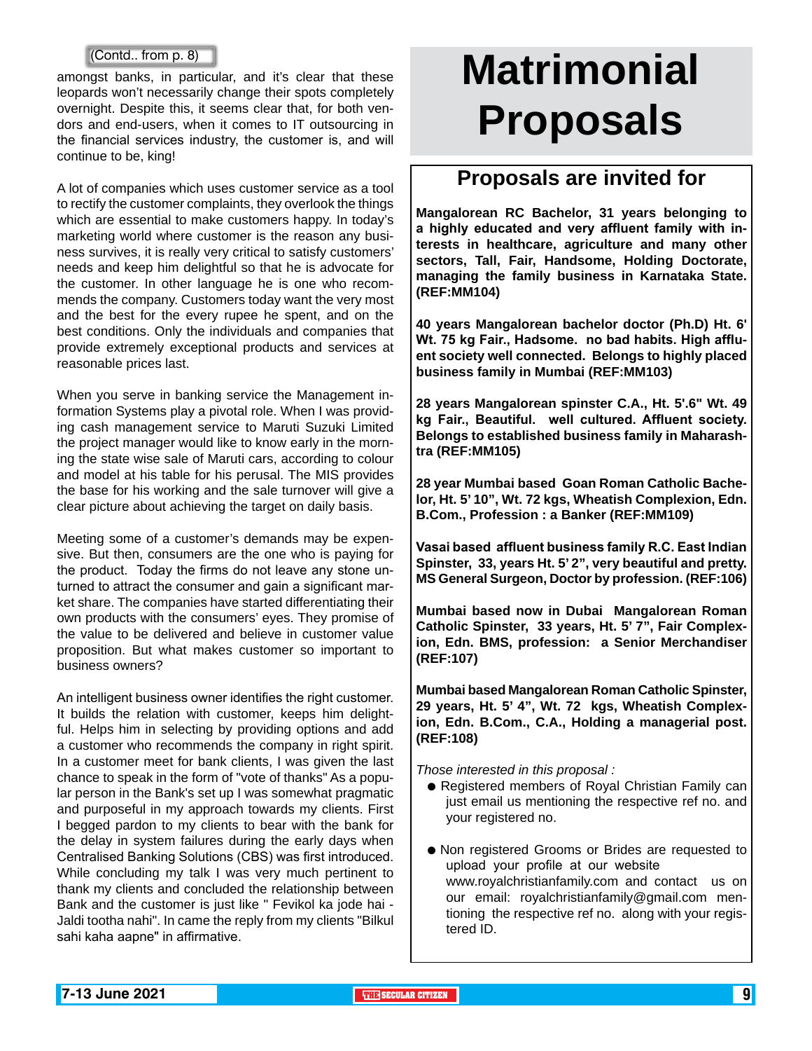(Contd.. from p. 8)

amongst banks, in particular, and it's clear that these leopards won't necessarily change their spots completely overnight. Despite this, it seems clear that, for both vendors and end-users, when it comes to IT outsourcing in the financial services industry, the customer is, and will continue to be, king!

A lot of companies which uses customer service as a tool to rectify the customer complaints, they overlook the things which are essential to make customers happy. In today's marketing world where customer is the reason any business survives, it is really very critical to satisfy customers' needs and keep him delightful so that he is advocate for the customer. In other language he is one who recommends the company. Customers today want the very most and the best for the every rupee he spent, and on the best conditions. Only the individuals and companies that provide extremely exceptional products and services at reasonable prices last.

When you serve in banking service the Management information Systems play a pivotal role. When I was providing cash management service to Maruti Suzuki Limited the project manager would like to know early in the morning the state wise sale of Maruti cars, according to colour and model at his table for his perusal. The MIS provides the base for his working and the sale turnover will give a clear picture about achieving the target on daily basis.

Meeting some of a customer's demands may be expensive. But then, consumers are the one who is paying for the product. Today the firms do not leave any stone unturned to attract the consumer and gain a significant market share. The companies have started differentiating their own products with the consumers' eyes. They promise of the value to be delivered and believe in customer value proposition. But what makes customer so important to business owners?

An intelligent business owner identifies the right customer. It builds the relation with customer, keeps him delightful. Helps him in selecting by providing options and add a customer who recommends the company in right spirit. In a customer meet for bank clients, I was given the last chance to speak in the form of "vote of thanks" As a popular person in the Bank's set up I was somewhat pragmatic and purposeful in my approach towards my clients. First I begged pardon to my clients to bear with the bank for the delay in system failures during the early days when Centralised Banking Solutions (CBS) was first introduced. While concluding my talk I was very much pertinent to thank my clients and concluded the relationship between Bank and the customer is just like " Fevikol ka jode hai - Jaldi tootha nahi". In came the reply from my clients "Bilkul sahi kaha aapne" in affirmative.

# Matrimonial Proposals

## Proposals are invited for

**Mangalorean RC Bachelor, 31 years belonging to a highly educated and very affluent family with interests in healthcare, agriculture and many other sectors, Tall, Fair, Handsome, Holding Doctorate, managing the family business in Karnataka State. (REF:MM104)**

**40 years Mangalorean bachelor doctor (Ph.D) Ht. 6' Wt. 75 kg Fair., Hadsome. no bad habits. High affluent society well connected. Belongs to highly placed business family in Mumbai (REF:MM103)**

**28 years Mangalorean spinster C.A., Ht. 5'.6" Wt. 49 kg Fair., Beautiful. well cultured. Affluent society. Belongs to established business family in Maharashtra (REF:MM105)**

**28 year Mumbai based Goan Roman Catholic Bachelor, Ht. 5' 10", Wt. 72 kgs, Wheatish Complexion, Edn. B.Com., Profession : a Banker (REF:MM109)**

**Vasai based affluent business family R.C. East Indian Spinster, 33, years Ht. 5' 2", very beautiful and pretty. MS General Surgeon, Doctor by profession. (REF:106)**

**Mumbai based now in Dubai Mangalorean Roman Catholic Spinster, 33 years, Ht. 5' 7", Fair Complexion, Edn. BMS, profession: a Senior Merchandiser (REF:107)**

**Mumbai based Mangalorean Roman Catholic Spinster, 29 years, Ht. 5' 4", Wt. 72 kgs, Wheatish Complexion, Edn. B.Com., C.A., Holding a managerial post. (REF:108)**

*Those interested in this proposal :*

- Registered members of Royal Christian Family can just email us mentioning the respective ref no. and your registered no.
- Non registered Grooms or Brides are requested to upload your profile at our website www.royalchristianfamily.com and contact us on our email: royalchristianfamily@gmail.com mentioning the respective ref no. along with your registered ID.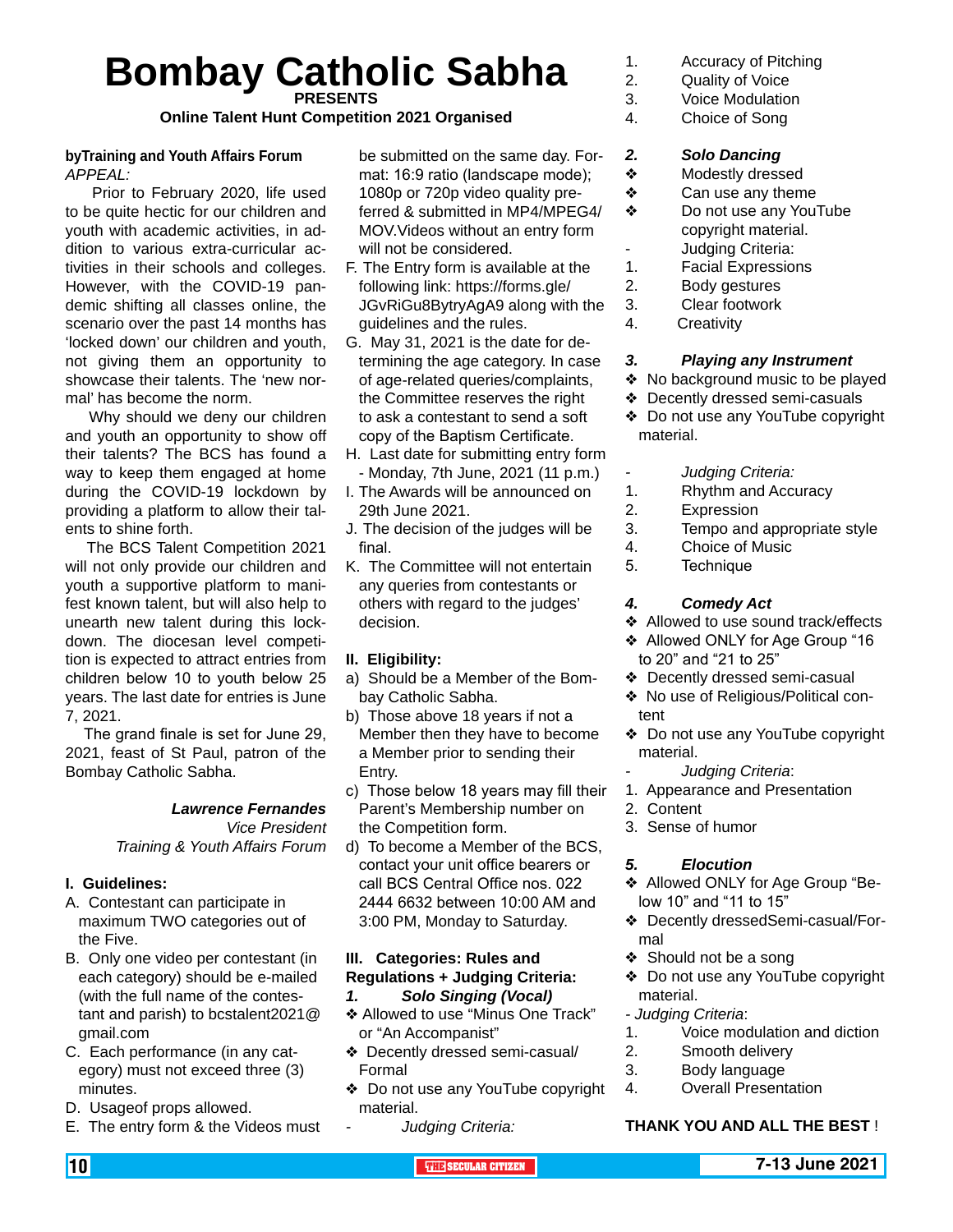# Bombay Catholic Sabha

**PRESENTS**

**Online Talent Hunt Competition 2021 Organised**

**byTraining and Youth Affairs Forum**

*APPEAL:*

Prior to February 2020, life used to be quite hectic for our children and youth with academic activities, in addition to various extra-curricular activities in their schools and colleges. However, with the COVID-19 pandemic shifting all classes online, the scenario over the past 14 months has 'locked down' our children and youth, not giving them an opportunity to showcase their talents. The 'new normal' has become the norm.

Why should we deny our children and youth an opportunity to show off their talents? The BCS has found a way to keep them engaged at home during the COVID-19 lockdown by providing a platform to allow their talents to shine forth.

The BCS Talent Competition 2021 will not only provide our children and youth a supportive platform to manifest known talent, but will also help to unearth new talent during this lockdown. The diocesan level competition is expected to attract entries from children below 10 to youth below 25 years. The last date for entries is June 7, 2021.

The grand finale is set for June 29, 2021, feast of St Paul, patron of the Bombay Catholic Sabha.

***Lawrence Fernandes***
*Vice President*
*Training & Youth Affairs Forum*

**I. Guidelines:**

A. Contestant can participate in maximum TWO categories out of the Five.

B. Only one video per contestant (in each category) should be e-mailed (with the full name of the contestant and parish) to bcstalent2021@gmail.com

C. Each performance (in any category) must not exceed three (3) minutes.

D. Usageof props allowed.

E. The entry form & the Videos must be submitted on the same day. Format: 16:9 ratio (landscape mode); 1080p or 720p video quality preferred & submitted in MP4/MPEG4/MOV.Videos without an entry form will not be considered.

F. The Entry form is available at the following link: https://forms.gle/JGvRiGu8BytryAgA9 along with the guidelines and the rules.

G. May 31, 2021 is the date for determining the age category. In case of age-related queries/complaints, the Committee reserves the right to ask a contestant to send a soft copy of the Baptism Certificate.

H. Last date for submitting entry form - Monday, 7th June, 2021 (11 p.m.)

I. The Awards will be announced on 29th June 2021.

J. The decision of the judges will be final.

K. The Committee will not entertain any queries from contestants or others with regard to the judges' decision.

**II. Eligibility:**

a) Should be a Member of the Bombay Catholic Sabha.

b) Those above 18 years if not a Member then they have to become a Member prior to sending their Entry.

c) Those below 18 years may fill their Parent's Membership number on the Competition form.

d) To become a Member of the BCS, contact your unit office bearers or call BCS Central Office nos. 022 2444 6632 between 10:00 AM and 3:00 PM, Monday to Saturday.

**III. Categories: Rules and Regulations + Judging Criteria:**

***1. Solo Singing (Vocal)***

❖ Allowed to use "Minus One Track" or "An Accompanist"

❖ Decently dressed semi-casual/Formal

❖ Do not use any YouTube copyright material.

\- *Judging Criteria:*

1. Accuracy of Pitching
2. Quality of Voice
3. Voice Modulation
4. Choice of Song

***2. Solo Dancing***

❖ Modestly dressed

❖ Can use any theme

❖ Do not use any YouTube copyright material.

\- Judging Criteria:

1. Facial Expressions
2. Body gestures
3. Clear footwork
4. Creativity

***3. Playing any Instrument***

❖ No background music to be played

❖ Decently dressed semi-casuals

❖ Do not use any YouTube copyright material.

\- *Judging Criteria:*

1. Rhythm and Accuracy
2. Expression
3. Tempo and appropriate style
4. Choice of Music
5. Technique

***4. Comedy Act***

❖ Allowed to use sound track/effects

❖ Allowed ONLY for Age Group "16 to 20" and "21 to 25"

❖ Decently dressed semi-casual

❖ No use of Religious/Political content

❖ Do not use any YouTube copyright material.

\- *Judging Criteria*:

1. Appearance and Presentation
2. Content
3. Sense of humor

***5. Elocution***

❖ Allowed ONLY for Age Group "Below 10" and "11 to 15"

❖ Decently dressedSemi-casual/Formal

❖ Should not be a song

❖ Do not use any YouTube copyright material.

\- *Judging Criteria*:

1. Voice modulation and diction
2. Smooth delivery
3. Body language
4. Overall Presentation

**THANK YOU AND ALL THE BEST** !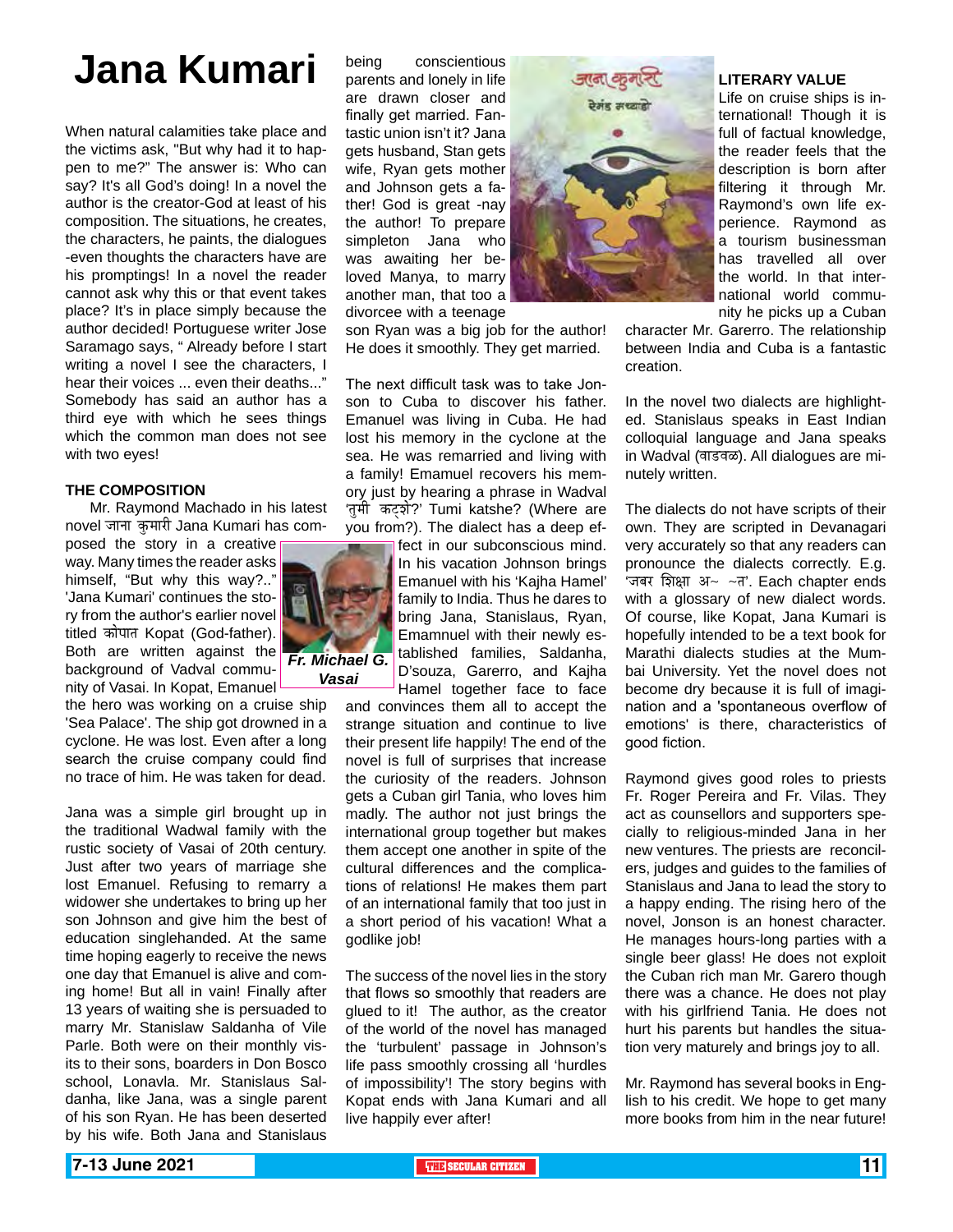# Jana Kumari

When natural calamities take place and the victims ask, "But why had it to happen to me?" The answer is: Who can say? It's all God's doing! In a novel the author is the creator-God at least of his composition. The situations, he creates, the characters, he paints, the dialogues -even thoughts the characters have are his promptings! In a novel the reader cannot ask why this or that event takes place? It's in place simply because the author decided! Portuguese writer Jose Saramago says, " Already before I start writing a novel I see the characters, I hear their voices ... even their deaths..." Somebody has said an author has a third eye with which he sees things which the common man does not see with two eyes!

### THE COMPOSITION

Mr. Raymond Machado in his latest novel जाना कुमारी Jana Kumari has composed the story in a creative way. Many times the reader asks himself, "But why this way?.." 'Jana Kumari' continues the story from the author's earlier novel titled कोपात Kopat (God-father). Both are written against the background of Vadval community of Vasai. In Kopat, Emanuel the hero was working on a cruise ship 'Sea Palace'. The ship got drowned in a cyclone. He was lost. Even after a long search the cruise company could find no trace of him. He was taken for dead.

Jana was a simple girl brought up in the traditional Wadwal family with the rustic society of Vasai of 20th century. Just after two years of marriage she lost Emanuel. Refusing to remarry a widower she undertakes to bring up her son Johnson and give him the best of education singlehanded. At the same time hoping eagerly to receive the news one day that Emanuel is alive and coming home! But all in vain! Finally after 13 years of waiting she is persuaded to marry Mr. Stanislaw Saldanha of Vile Parle. Both were on their monthly visits to their sons, boarders in Don Bosco school, Lonavla. Mr. Stanislaus Saldanha, like Jana, was a single parent of his son Ryan. He has been deserted by his wife. Both Jana and Stanislaus being conscientious parents and lonely in life are drawn closer and finally get married. Fantastic union isn't it? Jana gets husband, Stan gets wife, Ryan gets mother and Johnson gets a father! God is great -nay the author! To prepare simpleton Jana who was awaiting her beloved Manya, to marry another man, that too a divorcee with a teenage son Ryan was a big job for the author! He does it smoothly. They get married.

*Fr. Michael G. Vasai*

The next difficult task was to take Jonson to Cuba to discover his father. Emanuel was living in Cuba. He had lost his memory in the cyclone at the sea. He was remarried and living with a family! Emamuel recovers his memory just by hearing a phrase in Wadval 'तुमी कट्शे?' Tumi katshe? (Where are you from?). The dialect has a deep effect in our subconscious mind. In his vacation Johnson brings Emanuel with his 'Kajha Hamel' family to India. Thus he dares to bring Jana, Stanislaus, Ryan, Emamnuel with their newly established families, Saldanha, D'souza, Garerro, and Kajha Hamel together face to face and convinces them all to accept the strange situation and continue to live their present life happily! The end of the novel is full of surprises that increase the curiosity of the readers. Johnson gets a Cuban girl Tania, who loves him madly. The author not just brings the international group together but makes them accept one another in spite of the cultural differences and the complications of relations! He makes them part of an international family that too just in a short period of his vacation! What a godlike job!

The success of the novel lies in the story that flows so smoothly that readers are glued to it! The author, as the creator of the world of the novel has managed the 'turbulent' passage in Johnson's life passage smoothly crossing all 'hurdles of impossibility'! The story begins with Kopat ends with Jana Kumari and all live happily ever after!

### LITERARY VALUE

Life on cruise ships is international! Though it is full of factual knowledge, the reader feels that the description is born after filtering it through Mr. Raymond's own life experience. Raymond as a tourism businessman has travelled all over the world. In that international world community he picks up a Cuban character Mr. Garerro. The relationship between India and Cuba is a fantastic creation.

In the novel two dialects are highlighted. Stanislaus speaks in East Indian colloquial language and Jana speaks in Wadval (वाडवळ). All dialogues are minutely written.

The dialects do not have scripts of their own. They are scripted in Devanagari very accurately so that any readers can pronounce the dialects correctly. E.g. 'जबर शिक्षा अ~ ~त'. Each chapter ends with a glossary of new dialect words. Of course, like Kopat, Jana Kumari is hopefully intended to be a text book for Marathi dialects studies at the Mumbai University. Yet the novel does not become dry because it is full of imagination and a 'spontaneous overflow of emotions' is there, characteristics of good fiction.

Raymond gives good roles to priests Fr. Roger Pereira and Fr. Vilas. They act as counsellors and supporters specially to religious-minded Jana in her new ventures. The priests are reconcilers, judges and guides to the families of Stanislaus and Jana to lead the story to a happy ending. The rising hero of the novel, Jonson is an honest character. He manages hours-long parties with a single beer glass! He does not exploit the Cuban rich man Mr. Garero though there was a chance. He does not play with his girlfriend Tania. He does not hurt his parents but handles the situation very maturely and brings joy to all.

Mr. Raymond has several books in English to his credit. We hope to get many more books from him in the near future!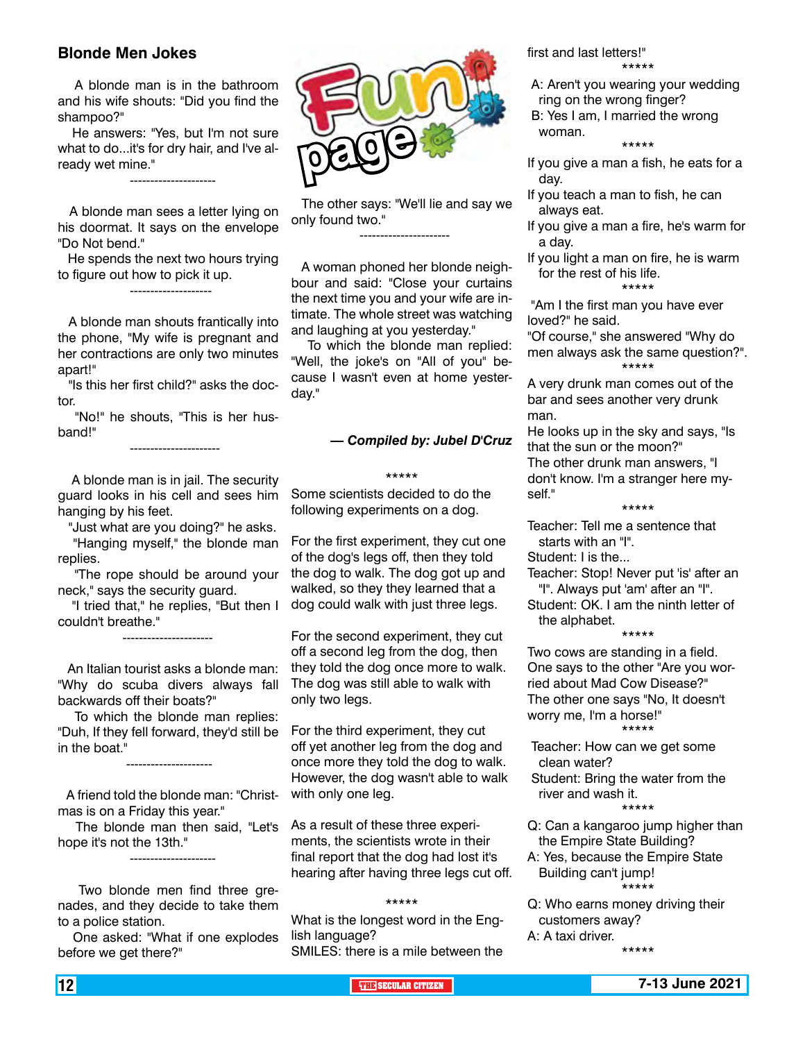## Blonde Men Jokes

A blonde man is in the bathroom and his wife shouts: "Did you find the shampoo?"

He answers: "Yes, but I'm not sure what to do...it's for dry hair, and I've already wet mine."

---------------------

A blonde man sees a letter lying on his doormat. It says on the envelope "Do Not bend."

He spends the next two hours trying to figure out how to pick it up.

--------------------

A blonde man shouts frantically into the phone, "My wife is pregnant and her contractions are only two minutes apart!"

"Is this her first child?" asks the doctor.

"No!" he shouts, "This is her husband!"

----------------------

A blonde man is in jail. The security guard looks in his cell and sees him hanging by his feet.

"Just what are you doing?" he asks.

"Hanging myself," the blonde man replies.

"The rope should be around your neck," says the security guard.

"I tried that," he replies, "But then I couldn't breathe."

----------------------

An Italian tourist asks a blonde man: "Why do scuba divers always fall backwards off their boats?"

To which the blonde man replies: "Duh, If they fell forward, they'd still be in the boat."

---------------------

A friend told the blonde man: "Christmas is on a Friday this year."

The blonde man then said, "Let's hope it's not the 13th."

---------------------

Two blonde men find three grenades, and they decide to take them to a police station.

One asked: "What if one explodes before we get there?"

The other says: "We'll lie and say we only found two."

----------------------

A woman phoned her blonde neighbour and said: "Close your curtains the next time you and your wife are intimate. The whole street was watching and laughing at you yesterday."

To which the blonde man replied: "Well, the joke's on "All of you" because I wasn't even at home yesterday."

***— Compiled by: Jubel D'Cruz***

*****

Some scientists decided to do the following experiments on a dog.

For the first experiment, they cut one of the dog's legs off, then they told the dog to walk. The dog got up and walked, so they they learned that a dog could walk with just three legs.

For the second experiment, they cut off a second leg from the dog, then they told the dog once more to walk. The dog was still able to walk with only two legs.

For the third experiment, they cut off yet another leg from the dog and once more they told the dog to walk. However, the dog wasn't able to walk with only one leg.

As a result of these three experiments, the scientists wrote in their final report that the dog had lost it's hearing after having three legs cut off.

*****

What is the longest word in the English language?

SMILES: there is a mile between the first and last letters!"

*****

A: Aren't you wearing your wedding ring on the wrong finger?

B: Yes I am, I married the wrong woman.

*****

If you give a man a fish, he eats for a day.

If you teach a man to fish, he can always eat.

If you give a man a fire, he's warm for a day.

If you light a man on fire, he is warm for the rest of his life.

*****

"Am I the first man you have ever loved?" he said.

"Of course," she answered "Why do men always ask the same question?".

*****

A very drunk man comes out of the bar and sees another very drunk man.

He looks up in the sky and says, "Is that the sun or the moon?"

The other drunk man answers, "I don't know. I'm a stranger here myself."

*****

Teacher: Tell me a sentence that starts with an "I".

Student: I is the...

Teacher: Stop! Never put 'is' after an "I". Always put 'am' after an "I".

Student: OK. I am the ninth letter of the alphabet.

*****

Two cows are standing in a field. One says to the other "Are you worried about Mad Cow Disease?"

The other one says "No, It doesn't worry me, I'm a horse!"

*****

Teacher: How can we get some clean water?

Student: Bring the water from the river and wash it.

*****

Q: Can a kangaroo jump higher than the Empire State Building?

A: Yes, because the Empire State Building can't jump!

*****

Q: Who earns money driving their customers away?

A: A taxi driver.

*****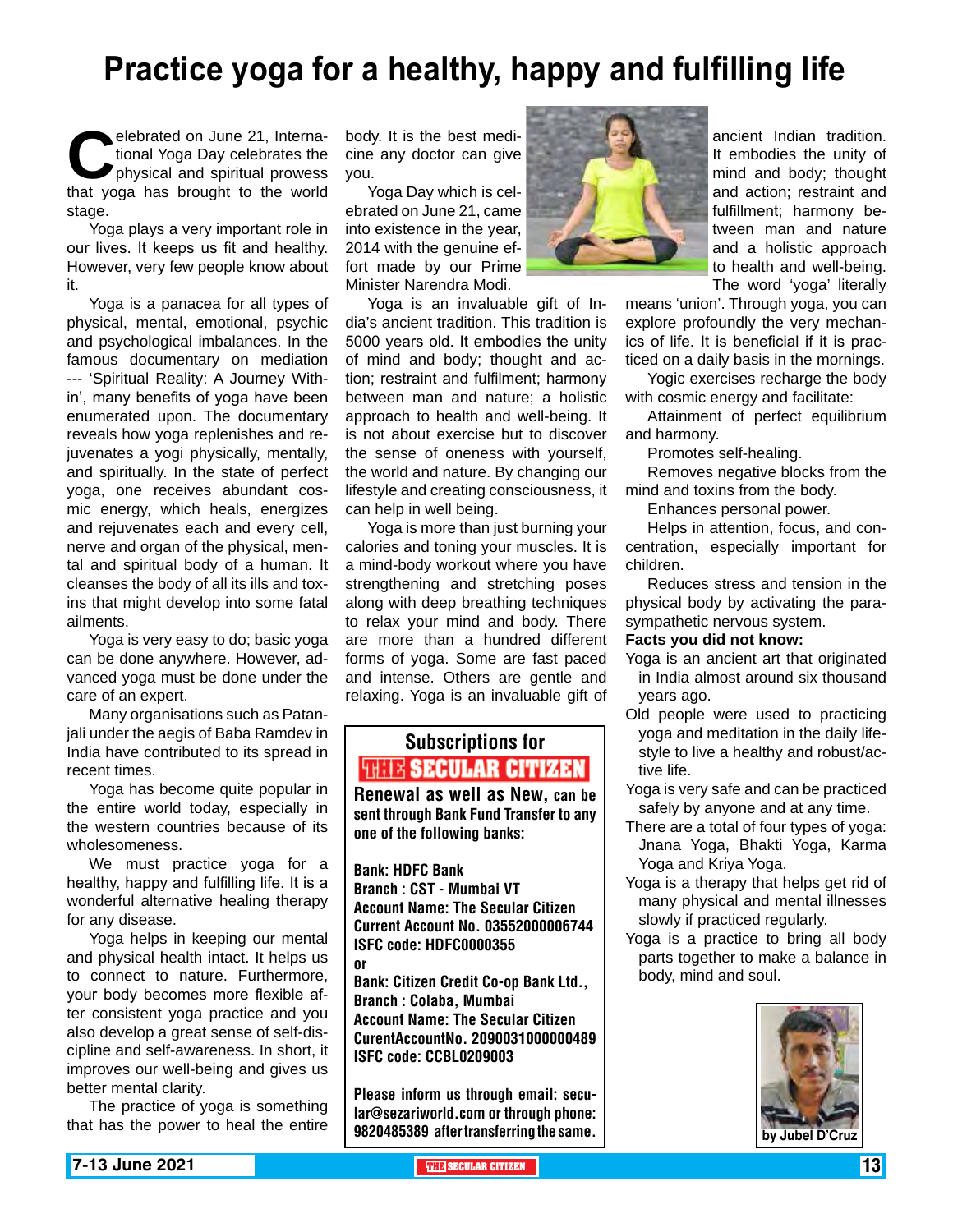# Practice yoga for a healthy, happy and fulfilling life

Celebrated on June 21, International Yoga Day celebrates the physical and spiritual prowess that yoga has brought to the world stage.

Yoga plays a very important role in our lives. It keeps us fit and healthy. However, very few people know about it.

Yoga is a panacea for all types of physical, mental, emotional, psychic and psychological imbalances. In the famous documentary on mediation --- 'Spiritual Reality: A Journey Within', many benefits of yoga have been enumerated upon. The documentary reveals how yoga replenishes and rejuvenates a yogi physically, mentally, and spiritually. In the state of perfect yoga, one receives abundant cosmic energy, which heals, energizes and rejuvenates each and every cell, nerve and organ of the physical, mental and spiritual body of a human. It cleanses the body of all its ills and toxins that might develop into some fatal ailments.

Yoga is very easy to do; basic yoga can be done anywhere. However, advanced yoga must be done under the care of an expert.

Many organisations such as Patanjali under the aegis of Baba Ramdev in India have contributed to its spread in recent times.

Yoga has become quite popular in the entire world today, especially in the western countries because of its wholesomeness.

We must practice yoga for a healthy, happy and fulfilling life. It is a wonderful alternative healing therapy for any disease.

Yoga helps in keeping our mental and physical health intact. It helps us to connect to nature. Furthermore, your body becomes more flexible after consistent yoga practice and you also develop a great sense of self-discipline and self-awareness. In short, it improves our well-being and gives us better mental clarity.

The practice of yoga is something that has the power to heal the entire body. It is the best medicine any doctor can give you.

Yoga Day which is celebrated on June 21, came into existence in the year, 2014 with the genuine effort made by our Prime Minister Narendra Modi.

Yoga is an invaluable gift of India's ancient tradition. This tradition is 5000 years old. It embodies the unity of mind and body; thought and action; restraint and fulfilment; harmony between man and nature; a holistic approach to health and well-being. It is not about exercise but to discover the sense of oneness with yourself, the world and nature. By changing our lifestyle and creating consciousness, it can help in well being.

Yoga is more than just burning your calories and toning your muscles. It is a mind-body workout where you have strengthening and stretching poses along with deep breathing techniques to relax your mind and body. There are more than a hundred different forms of yoga. Some are fast paced and intense. Others are gentle and relaxing. Yoga is an invaluable gift of ancient Indian tradition. It embodies the unity of mind and body; thought and action; restraint and fulfillment; harmony between man and nature and a holistic approach to health and well-being. The word 'yoga' literally means 'union'. Through yoga, you can explore profoundly the very mechanics of life. It is beneficial if it is practiced on a daily basis in the mornings.

Yogic exercises recharge the body with cosmic energy and facilitate:

Attainment of perfect equilibrium and harmony.

Promotes self-healing.

Removes negative blocks from the mind and toxins from the body.

Enhances personal power.

Helps in attention, focus, and concentration, especially important for children.

Reduces stress and tension in the physical body by activating the parasympathetic nervous system.

**Facts you did not know:**

- Yoga is an ancient art that originated in India almost around six thousand years ago.
- Old people were used to practicing yoga and meditation in the daily lifestyle to live a healthy and robust/active life.
- Yoga is very safe and can be practiced safely by anyone and at any time.
- There are a total of four types of yoga: Jnana Yoga, Bhakti Yoga, Karma Yoga and Kriya Yoga.
- Yoga is a therapy that helps get rid of many physical and mental illnesses slowly if practiced regularly.
- Yoga is a practice to bring all body parts together to make a balance in body, mind and soul.

by Jubel D'Cruz

---

**Subscriptions for THE SECULAR CITIZEN**

**Renewal as well as New, can be sent through Bank Fund Transfer to any one of the following banks:**

**Bank: HDFC Bank**
**Branch : CST - Mumbai VT**
**Account Name: The Secular Citizen**
**Current Account No. 03552000006744**
**ISFC code: HDFC0000355**
**or**
**Bank: Citizen Credit Co-op Bank Ltd.,**
**Branch : Colaba, Mumbai**
**Account Name: The Secular Citizen**
**CurentAccountNo. 2090031000000489**
**ISFC code: CCBL0209003**

**Please inform us through email: secular@sezariworld.com or through phone: 9820485389 after transferring the same.**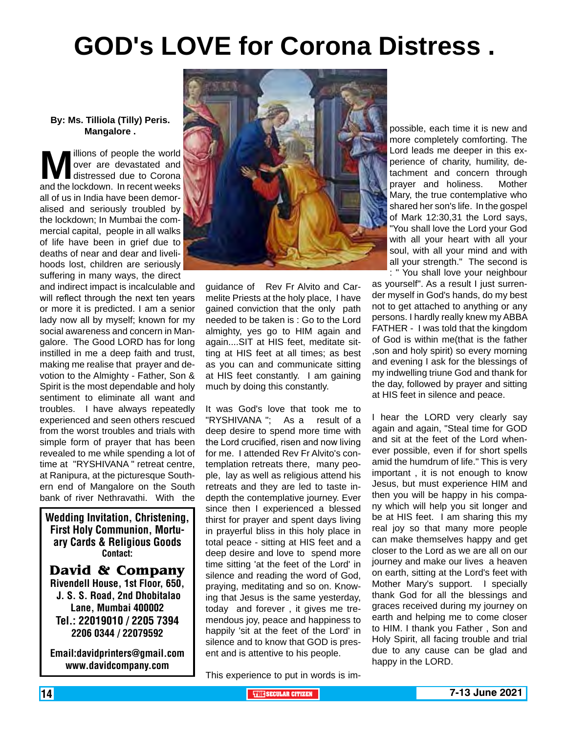# GOD's LOVE for Corona Distress .

**By: Ms. Tilliola (Tilly) Peris. Mangalore .**

Millions of people the world over are devastated and distressed due to Corona and the lockdown. In recent weeks all of us in India have been demoralised and seriously troubled by the lockdown; In Mumbai the commercial capital, people in all walks of life have been in grief due to deaths of near and dear and livelihoods lost, children are seriously suffering in many ways, the direct and indirect impact is incalculable and will reflect through the next ten years or more it is predicted. I am a senior lady now all by myself; known for my social awareness and concern in Mangalore. The Good LORD has for long instilled in me a deep faith and trust, making me realise that prayer and devotion to the Almighty - Father, Son & Spirit is the most dependable and holy sentiment to eliminate all want and troubles. I have always repeatedly experienced and seen others rescued from the worst troubles and trials with simple form of prayer that has been revealed to me while spending a lot of time at "RYSHIVANA " retreat centre, at Ranipura, at the picturesque Southern end of Mangalore on the South bank of river Nethravathi. With the guidance of Rev Fr Alvito and Carmelite Priests at the holy place, I have gained conviction that the only path needed to be taken is : Go to the Lord almighty, yes go to HIM again and again....SIT at HIS feet, meditate sitting at HIS feet at all times; as best as you can and communicate sitting at HIS feet constantly. I am gaining much by doing this constantly.

It was God's love that took me to "RYSHIVANA "; As a result of a deep desire to spend more time with the Lord crucified, risen and now living for me. I attended Rev Fr Alvito's contemplation retreats there, many people, lay as well as religious attend his retreats and they are led to taste indepth the contemplative journey. Ever since then I experienced a blessed thirst for prayer and spent days living in prayerful bliss in this holy place in total peace - sitting at HIS feet and a deep desire and love to spend more time sitting 'at the feet of the Lord' in silence and reading the word of God, praying, meditating and so on. Knowing that Jesus is the same yesterday, today and forever , it gives me tremendous joy, peace and happiness to happily 'sit at the feet of the Lord' in silence and to know that GOD is present and is attentive to his people.

This experience to put in words is impossible, each time it is new and more completely comforting. The Lord leads me deeper in this experience of charity, humility, detachment and concern through prayer and holiness. Mother Mary, the true contemplative who shared her son's life. In the gospel of Mark 12:30,31 the Lord says, "You shall love the Lord your God with all your heart with all your soul, with all your mind and with all your strength." The second is : " You shall love your neighbour as yourself". As a result I just surrender myself in God's hands, do my best not to get attached to anything or any persons. I hardly really knew my ABBA FATHER - I was told that the kingdom of God is within me(that is the father ,son and holy spirit) so every morning and evening I ask for the blessings of my indwelling triune God and thank for the day, followed by prayer and sitting at HIS feet in silence and peace.

I hear the LORD very clearly say again and again, "Steal time for GOD and sit at the feet of the Lord whenever possible, even if for short spells amid the humdrum of life." This is very important , it is not enough to know Jesus, but must experience HIM and then you will be happy in his company which will help you sit longer and be at HIS feet. I am sharing this my real joy so that many more people can make themselves happy and get closer to the Lord as we are all on our journey and make our lives a heaven on earth, sitting at the Lord's feet with Mother Mary's support. I specially thank God for all the blessings and graces received during my journey on earth and helping me to come closer to HIM. I thank you Father , Son and Holy Spirit, all facing trouble and trial due to any cause can be glad and happy in the LORD.

---

**Wedding Invitation, Christening, First Holy Communion, Mortuary Cards & Religious Goods**
**Contact:**

**David & Company**
**Rivendell House, 1st Floor, 650, J. S. S. Road, 2nd Dhobitalao Lane, Mumbai 400002**
**Tel.: 22019010 / 2205 7394 2206 0344 / 22079592**

**Email:davidprinters@gmail.com**
**www.davidcompany.com**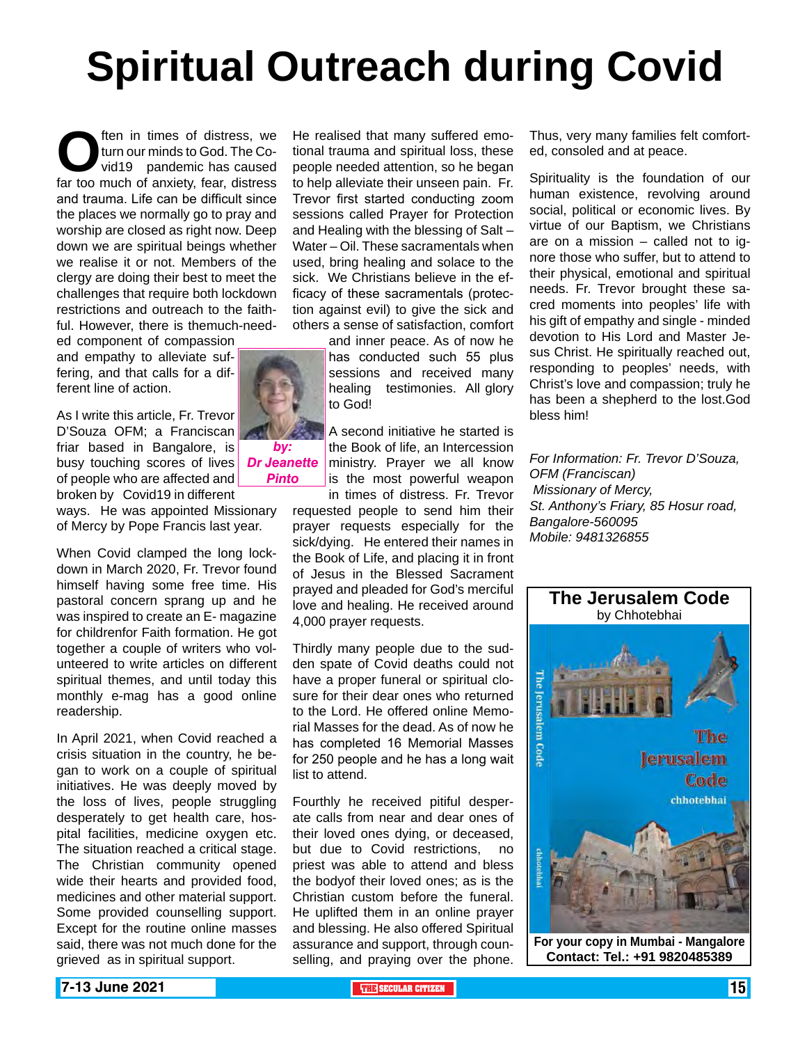# Spiritual Outreach during Covid

Often in times of distress, we turn our minds to God. The Covid19 pandemic has caused far too much of anxiety, fear, distress and trauma. Life can be difficult since the places we normally go to pray and worship are closed as right now. Deep down we are spiritual beings whether we realise it or not. Members of the clergy are doing their best to meet the challenges that require both lockdown restrictions and outreach to the faithful. However, there is themuch-needed component of compassion and empathy to alleviate suffering, and that calls for a different line of action.

*by:* ***Dr Jeanette Pinto***

As I write this article, Fr. Trevor D'Souza OFM; a Franciscan friar based in Bangalore, is busy touching scores of lives of people who are affected and broken by Covid19 in different ways. He was appointed Missionary of Mercy by Pope Francis last year.

When Covid clamped the long lockdown in March 2020, Fr. Trevor found himself having some free time. His pastoral concern sprang up and he was inspired to create an E- magazine for childrenfor Faith formation. He got together a couple of writers who volunteered to write articles on different spiritual themes, and until today this monthly e-mag has a good online readership.

In April 2021, when Covid reached a crisis situation in the country, he began to work on a couple of spiritual initiatives. He was deeply moved by the loss of lives, people struggling desperately to get health care, hospital facilities, medicine oxygen etc. The situation reached a critical stage. The Christian community opened wide their hearts and provided food, medicines and other material support. Some provided counselling support. Except for the routine online masses said, there was not much done for the grieved as in spiritual support.

He realised that many suffered emotional trauma and spiritual loss, these people needed attention, so he began to help alleviate their unseen pain. Fr. Trevor first started conducting zoom sessions called Prayer for Protection and Healing with the blessing of Salt – Water – Oil. These sacramentals when used, bring healing and solace to the sick. We Christians believe in the efficacy of these sacramentals (protection against evil) to give the sick and others a sense of satisfaction, comfort and inner peace. As of now he has conducted such 55 plus sessions and received many healing testimonies. All glory to God!

A second initiative he started is the Book of life, an Intercession ministry. Prayer we all know is the most powerful weapon in times of distress. Fr. Trevor requested people to send him their prayer requests especially for the sick/dying. He entered their names in the Book of Life, and placing it in front of Jesus in the Blessed Sacrament prayed and pleaded for God's merciful love and healing. He received around 4,000 prayer requests.

Thirdly many people due to the sudden spate of Covid deaths could not have a proper funeral or spiritual closure for their dear ones who returned to the Lord. He offered online Memorial Masses for the dead. As of now he has completed 16 Memorial Masses for 250 people and he has a long wait list to attend.

Fourthly he received pitiful desperate calls from near and dear ones of their loved ones dying, or deceased, but due to Covid restrictions, no priest was able to attend and bless the bodyof their loved ones; as is the Christian custom before the funeral. He uplifted them in an online prayer and blessing. He also offered Spiritual assurance and support, through counselling, and praying over the phone. Thus, very many families felt comforted, consoled and at peace.

Spirituality is the foundation of our human existence, revolving around social, political or economic lives. By virtue of our Baptism, we Christians are on a mission – called not to ignore those who suffer, but to attend to their physical, emotional and spiritual needs. Fr. Trevor brought these sacred moments into peoples' life with his gift of empathy and single - minded devotion to His Lord and Master Jesus Christ. He spiritually reached out, responding to peoples' needs, with Christ's love and compassion; truly he has been a shepherd to the lost.God bless him!

*For Information: Fr. Trevor D'Souza, OFM (Franciscan)*
*Missionary of Mercy,*
*St. Anthony's Friary, 85 Hosur road, Bangalore-560095*
*Mobile: 9481326855*

**The Jerusalem Code**
by Chhotebhai

**For your copy in Mumbai - Mangalore**
**Contact: Tel.: +91 9820485389**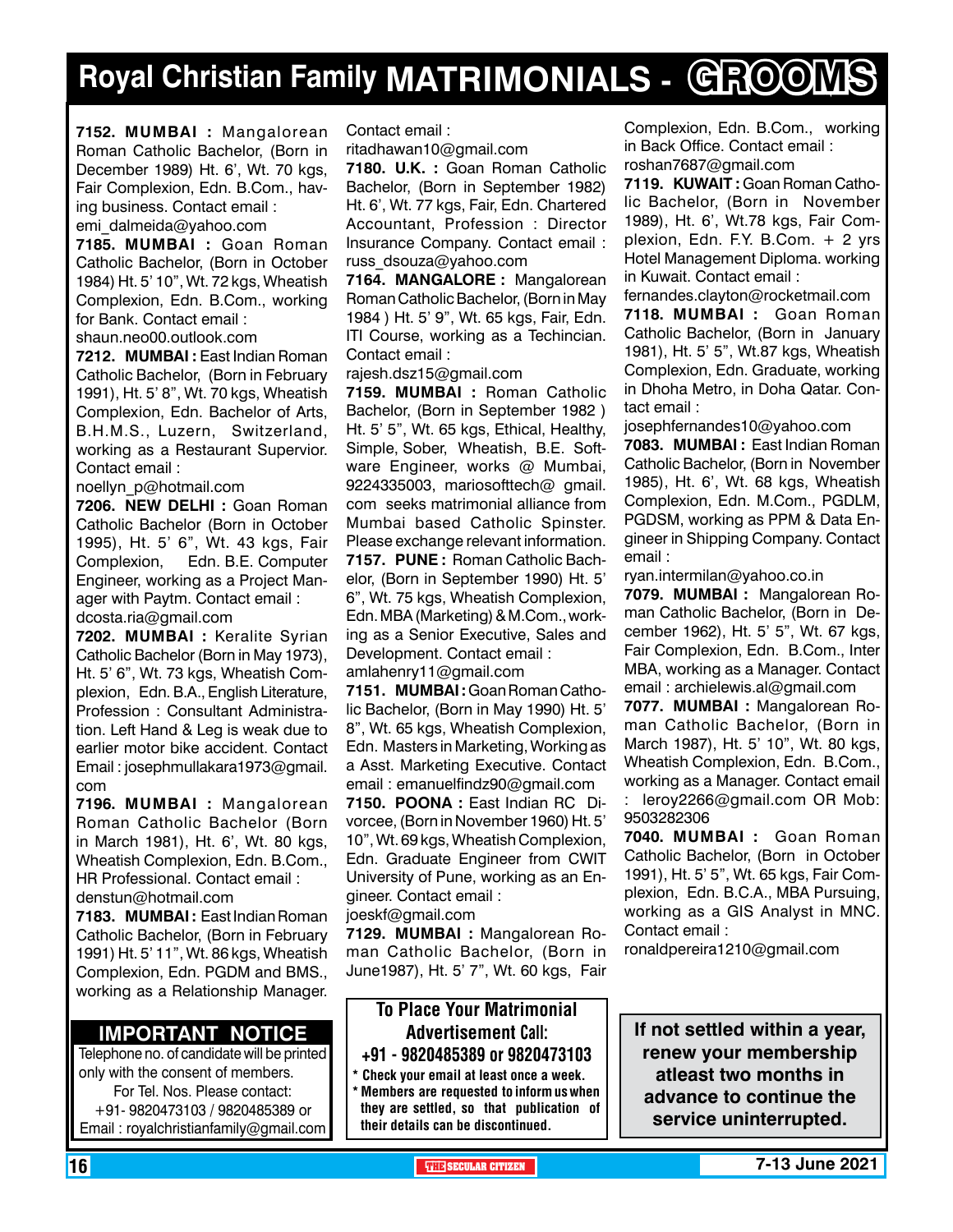# Royal Christian Family MATRIMONIALS - GROOMS

**7152. MUMBAI :** Mangalorean Roman Catholic Bachelor, (Born in December 1989) Ht. 6', Wt. 70 kgs, Fair Complexion, Edn. B.Com., having business. Contact email : emi_dalmeida@yahoo.com

**7185. MUMBAI :** Goan Roman Catholic Bachelor, (Born in October 1984) Ht. 5' 10", Wt. 72 kgs, Wheatish Complexion, Edn. B.Com., working for Bank. Contact email : shaun.neo00.outlook.com

**7212. MUMBAI :** East Indian Roman Catholic Bachelor, (Born in February 1991), Ht. 5' 8", Wt. 70 kgs, Wheatish Complexion, Edn. Bachelor of Arts, B.H.M.S., Luzern, Switzerland, working as a Restaurant Supervior. Contact email : noellyn_p@hotmail.com

**7206. NEW DELHI :** Goan Roman Catholic Bachelor (Born in October 1995), Ht. 5' 6", Wt. 43 kgs, Fair Complexion, Edn. B.E. Computer Engineer, working as a Project Manager with Paytm. Contact email : dcosta.ria@gmail.com

**7202. MUMBAI :** Keralite Syrian Catholic Bachelor (Born in May 1973), Ht. 5' 6", Wt. 73 kgs, Wheatish Complexion, Edn. B.A., English Literature, Profession : Consultant Administration. Left Hand & Leg is weak due to earlier motor bike accident. Contact Email : josephmullakara1973@gmail.com

**7196. MUMBAI :** Mangalorean Roman Catholic Bachelor (Born in March 1981), Ht. 6', Wt. 80 kgs, Wheatish Complexion, Edn. B.Com., HR Professional. Contact email : denstun@hotmail.com

**7183. MUMBAI :** East Indian Roman Catholic Bachelor, (Born in February 1991) Ht. 5' 11", Wt. 86 kgs, Wheatish Complexion, Edn. PGDM and BMS., working as a Relationship Manager. Contact email : ritadhawan10@gmail.com

**7180. U.K. :** Goan Roman Catholic Bachelor, (Born in September 1982) Ht. 6', Wt. 77 kgs, Fair, Edn. Chartered Accountant, Profession : Director Insurance Company. Contact email : russ_dsouza@yahoo.com

**7164. MANGALORE :** Mangalorean Roman Catholic Bachelor, (Born in May 1984 ) Ht. 5' 9", Wt. 65 kgs, Fair, Edn. ITI Course, working as a Techincian. Contact email : rajesh.dsz15@gmail.com

**7159. MUMBAI :** Roman Catholic Bachelor, (Born in September 1982 ) Ht. 5' 5", Wt. 65 kgs, Ethical, Healthy, Simple, Sober, Wheatish, B.E. Software Engineer, works @ Mumbai, 9224335003, mariosofttech@ gmail.com seeks matrimonial alliance from Mumbai based Catholic Spinster. Please exchange relevant information.

**7157. PUNE :** Roman Catholic Bachelor, (Born in September 1990) Ht. 5' 6", Wt. 75 kgs, Wheatish Complexion, Edn. MBA (Marketing) & M.Com., working as a Senior Executive, Sales and Development. Contact email : amlahenry11@gmail.com

**7151. MUMBAI :** Goan Roman Catholic Bachelor, (Born in May 1990) Ht. 5' 8", Wt. 65 kgs, Wheatish Complexion, Edn. Masters in Marketing, Working as a Asst. Marketing Executive. Contact email : emanuelfindz90@gmail.com

**7150. POONA :** East Indian RC Divorcee, (Born in November 1960) Ht. 5' 10", Wt. 69 kgs, Wheatish Complexion, Edn. Graduate Engineer from CWIT University of Pune, working as an Engineer. Contact email : joeskf@gmail.com

**7129. MUMBAI :** Mangalorean Roman Catholic Bachelor, (Born in June1987), Ht. 5' 7", Wt. 60 kgs, Fair Complexion, Edn. B.Com., working in Back Office. Contact email : roshan7687@gmail.com

**7119. KUWAIT :** Goan Roman Catholic Bachelor, (Born in November 1989), Ht. 6', Wt.78 kgs, Fair Complexion, Edn. F.Y. B.Com. + 2 yrs Hotel Management Diploma. working in Kuwait. Contact email : fernandes.clayton@rocketmail.com

**7118. MUMBAI :** Goan Roman Catholic Bachelor, (Born in January 1981), Ht. 5' 5", Wt.87 kgs, Wheatish Complexion, Edn. Graduate, working in Dhoha Metro, in Doha Qatar. Contact email : josephfernandes10@yahoo.com

**7083. MUMBAI :** East Indian Roman Catholic Bachelor, (Born in November 1985), Ht. 6', Wt. 68 kgs, Wheatish Complexion, Edn. M.Com., PGDLM, PGDSM, working as PPM & Data Engineer in Shipping Company. Contact email : ryan.intermilan@yahoo.co.in

**7079. MUMBAI :** Mangalorean Roman Catholic Bachelor, (Born in December 1962), Ht. 5' 5", Wt. 67 kgs, Fair Complexion, Edn. B.Com., Inter MBA, working as a Manager. Contact email : archielewis.al@gmail.com

**7077. MUMBAI :** Mangalorean Roman Catholic Bachelor, (Born in March 1987), Ht. 5' 10", Wt. 80 kgs, Wheatish Complexion, Edn. B.Com., working as a Manager. Contact email : leroy2266@gmail.com OR Mob: 9503282306

**7040. MUMBAI :** Goan Roman Catholic Bachelor, (Born in October 1991), Ht. 5' 5", Wt. 65 kgs, Fair Complexion, Edn. B.C.A., MBA Pursuing, working as a GIS Analyst in MNC. Contact email : ronaldpereira1210@gmail.com

## IMPORTANT NOTICE

Telephone no. of candidate will be printed only with the consent of members.
For Tel. Nos. Please contact:
+91- 9820473103 / 9820485389 or
Email : royalchristianfamily@gmail.com

**To Place Your Matrimonial Advertisement Call:**
**+91 - 9820485389 or 9820473103**

- Check your email at least once a week.
- Members are requested to inform us when they are settled, so that publication of their details can be discontinued.

**If not settled within a year, renew your membership atleast two months in advance to continue the service uninterrupted.**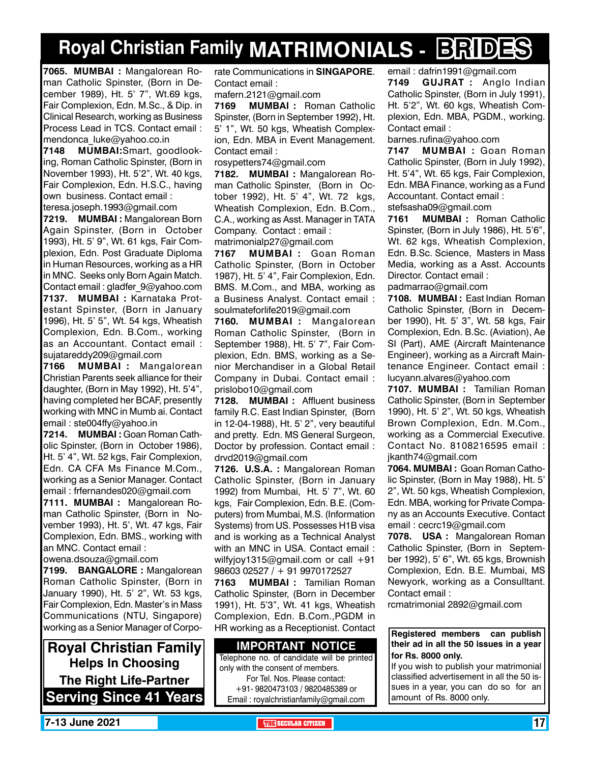# Royal Christian Family MATRIMONIALS - BRIDES

**7065. MUMBAI :** Mangalorean Roman Catholic Spinster, (Born in December 1989), Ht. 5' 7", Wt.69 kgs, Fair Complexion, Edn. M.Sc., & Dip. in Clinical Research, working as Business Process Lead in TCS. Contact email : mendonca_luke@yahoo.co.in

**7148 MUMBAI:**Smart, goodlooking, Roman Catholic Spinster, (Born in November 1993), Ht. 5'2", Wt. 40 kgs, Fair Complexion, Edn. H.S.C., having own business. Contact email : teresa.joseph.1993@gmail.com

**7219. MUMBAI :** Mangalorean Born Again Spinster, (Born in October 1993), Ht. 5' 9", Wt. 61 kgs, Fair Complexion, Edn. Post Graduate Diploma in Human Resources, working as a HR in MNC. Seeks only Born Again Match. Contact email : gladfer_9@yahoo.com

**7137. MUMBAI :** Karnataka Protestant Spinster, (Born in January 1996), Ht. 5' 5", Wt. 54 kgs, Wheatish Complexion, Edn. B.Com., working as an Accountant. Contact email : sujatareddy209@gmail.com

**7166 MUMBAI :** Mangalorean Christian Parents seek alliance for their daughter, (Born in May 1992), Ht. 5'4", having completed her BCAF, presently working with MNC in Mumb ai. Contact email : ste004ffy@yahoo.in

**7214. MUMBAI :** Goan Roman Catholic Spinster, (Born in October 1986), Ht. 5' 4", Wt. 52 kgs, Fair Complexion, Edn. CA CFA Ms Finance M.Com., working as a Senior Manager. Contact email : frfernandes020@gmail.com

**7111. MUMBAI :** Mangalorean Roman Catholic Spinster, (Born in November 1993), Ht. 5', Wt. 47 kgs, Fair Complexion, Edn. BMS., working with an MNC. Contact email : owena.dsouza@gmail.com

**7199. BANGALORE :** Mangalorean Roman Catholic Spinster, (Born in January 1990), Ht. 5' 2", Wt. 53 kgs, Fair Complexion, Edn. Master's in Mass Communications (NTU, Singapore) working as a Senior Manager of Corporate Communications in **SINGAPORE**. Contact email : mafern.2121@gmail.com

**7169 MUMBAI :** Roman Catholic Spinster, (Born in September 1992), Ht. 5' 1", Wt. 50 kgs, Wheatish Complexion, Edn. MBA in Event Management. Contact email : rosypetters74@gmail.com

**7182. MUMBAI :** Mangalorean Roman Catholic Spinster, (Born in October 1992), Ht. 5' 4", Wt. 72 kgs, Wheatish Complexion, Edn. B.Com., C.A., working as Asst. Manager in TATA Company. Contact : email : matrimonialp27@gmail.com

**7167 MUMBAI :** Goan Roman Catholic Spinster, (Born in October 1987), Ht. 5' 4", Fair Complexion, Edn. BMS. M.Com., and MBA, working as a Business Analyst. Contact email : soulmateforlife2019@gmail.com

**7160. MUMBAI :** Mangalorean Roman Catholic Spinster, (Born in September 1988), Ht. 5' 7", Fair Complexion, Edn. BMS, working as a Senior Merchandiser in a Global Retail Company in Dubai. Contact email : prislobo10@gmail.com

**7128. MUMBAI :** Affluent business family R.C. East Indian Spinster, (Born in 12-04-1988), Ht. 5' 2", very beautiful and pretty. Edn. MS General Surgeon, Doctor by profession. Contact email : drvd2019@gmail.com

**7126. U.S.A. :** Mangalorean Roman Catholic Spinster, (Born in January 1992) from Mumbai, Ht. 5' 7", Wt. 60 kgs, Fair Complexion, Edn. B.E. (Computers) from Mumbai, M.S. (Information Systems) from US. Possesses H1B visa and is working as a Technical Analyst with an MNC in USA. Contact email : wilfyjoy1315@gmail.com or call +91 98603 02527 / + 91 9970172527

**7163 MUMBAI :** Tamilian Roman Catholic Spinster, (Born in December 1991), Ht. 5'3", Wt. 41 kgs, Wheatish Complexion, Edn. B.Com.,PGDM in HR working as a Receptionist. Contact email : dafrin1991@gmail.com

**7149 GUJRAT :** Anglo Indian Catholic Spinster, (Born in July 1991), Ht. 5'2", Wt. 60 kgs, Wheatish Complexion, Edn. MBA, PGDM., working. Contact email : barnes.rufina@yahoo.com

**7147 MUMBAI :** Goan Roman Catholic Spinster, (Born in July 1992), Ht. 5'4", Wt. 65 kgs, Fair Complexion, Edn. MBA Finance, working as a Fund Accountant. Contact email : stefsasha09@gmail.com

**7161 MUMBAI :** Roman Catholic Spinster, (Born in July 1986), Ht. 5'6", Wt. 62 kgs, Wheatish Complexion, Edn. B.Sc. Science, Masters in Mass Media, working as a Asst. Accounts Director. Contact email : padmarrao@gmail.com

**7108. MUMBAI :** East Indian Roman Catholic Spinster, (Born in December 1990), Ht. 5' 3", Wt. 58 kgs, Fair Complexion, Edn. B.Sc. (Aviation), Ae SI (Part), AME (Aircraft Maintenance Engineer), working as a Aircraft Maintenance Engineer. Contact email : lucyann.alvares@yahoo.com

**7107. MUMBAI :** Tamilian Roman Catholic Spinster, (Born in September 1990), Ht. 5' 2", Wt. 50 kgs, Wheatish Brown Complexion, Edn. M.Com., working as a Commercial Executive. Contact No. 8108216595 email : jkanth74@gmail.com

**7064. MUMBAI :** Goan Roman Catholic Spinster, (Born in May 1988), Ht. 5' 2", Wt. 50 kgs, Wheatish Complexion, Edn. MBA, working for Private Company as an Accounts Executive. Contact email : cecrc19@gmail.com

**7078. USA :** Mangalorean Roman Catholic Spinster, (Born in September 1992), 5' 6", Wt. 65 kgs, Brownish Complexion, Edn. B.E. Mumbai, MS Newyork, working as a Consulltant. Contact email : rcmatrimonial 2892@gmail.com

**Royal Christian Family**
**Helps In Choosing**
**The Right Life-Partner**
**Serving Since 41 Years**

**IMPORTANT NOTICE**

Telephone no. of candidate will be printed only with the consent of members.
For Tel. Nos. Please contact:
+91- 9820473103 / 9820485389 or
Email : royalchristianfamily@gmail.com

**Registered members can publish their ad in all the 50 issues in a year for Rs. 8000 only.**

If you wish to publish your matrimonial classified advertisement in all the 50 issues in a year, you can do so for an amount of Rs. 8000 only.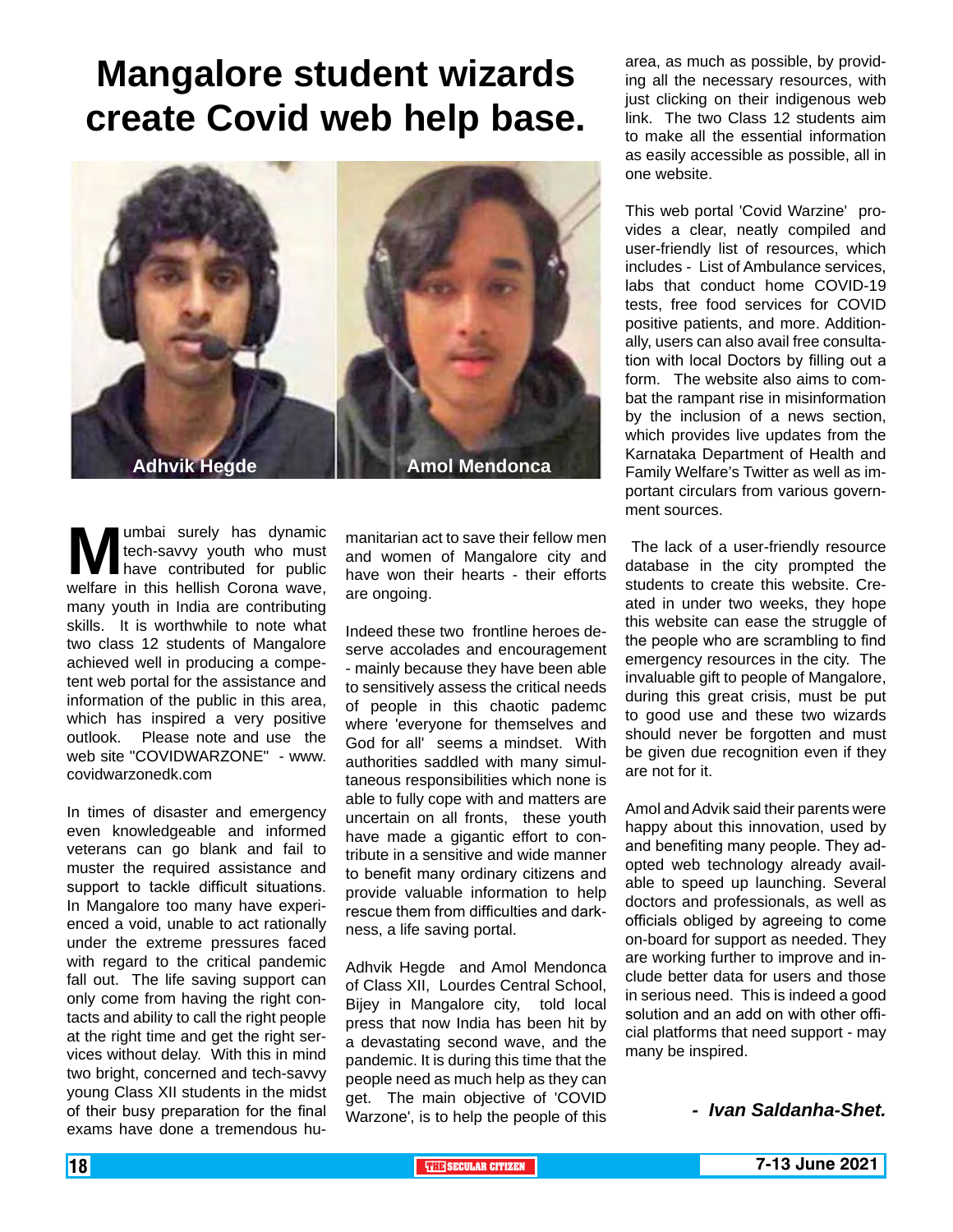# Mangalore student wizards create Covid web help base.

Adhvik Hegde

Amol Mendonca

Mumbai surely has dynamic tech-savvy youth who must have contributed for public welfare in this hellish Corona wave, many youth in India are contributing skills. It is worthwhile to note what two class 12 students of Mangalore achieved well in producing a competent web portal for the assistance and information of the public in this area, which has inspired a very positive outlook. Please note and use the web site "COVIDWARZONE" - www.covidwarzonedk.com

In times of disaster and emergency even knowledgeable and informed veterans can go blank and fail to muster the required assistance and support to tackle difficult situations. In Mangalore too many have experienced a void, unable to act rationally under the extreme pressures faced with regard to the critical pandemic fall out. The life saving support can only come from having the right contacts and ability to call the right people at the right time and get the right services without delay. With this in mind two bright, concerned and tech-savvy young Class XII students in the midst of their busy preparation for the final exams have done a tremendous humanitarian act to save their fellow men and women of Mangalore city and have won their hearts - their efforts are ongoing.

Indeed these two frontline heroes deserve accolades and encouragement - mainly because they have been able to sensitively assess the critical needs of people in this chaotic pademc where 'everyone for themselves and God for all' seems a mindset. With authorities saddled with many simultaneous responsibilities which none is able to fully cope with and matters are uncertain on all fronts, these youth have made a gigantic effort to contribute in a sensitive and wide manner to benefit many ordinary citizens and provide valuable information to help rescue them from difficulties and darkness, a life saving portal.

Adhvik Hegde and Amol Mendonca of Class XII, Lourdes Central School, Bijey in Mangalore city, told local press that now India has been hit by a devastating second wave, and the pandemic. It is during this time that the people need as much help as they can get. The main objective of 'COVID Warzone', is to help the people of this area, as much as possible, by providing all the necessary resources, with just clicking on their indigenous web link. The two Class 12 students aim to make all the essential information as easily accessible as possible, all in one website.

This web portal 'Covid Warzine' provides a clear, neatly compiled and user-friendly list of resources, which includes - List of Ambulance services, labs that conduct home COVID-19 tests, free food services for COVID positive patients, and more. Additionally, users can also avail free consultation with local Doctors by filling out a form. The website also aims to combat the rampant rise in misinformation by the inclusion of a news section, which provides live updates from the Karnataka Department of Health and Family Welfare's Twitter as well as important circulars from various government sources.

The lack of a user-friendly resource database in the city prompted the students to create this website. Created in under two weeks, they hope this website can ease the struggle of the people who are scrambling to find emergency resources in the city. The invaluable gift to people of Mangalore, during this great crisis, must be put to good use and these two wizards should never be forgotten and must be given due recognition even if they are not for it.

Amol and Advik said their parents were happy about this innovation, used by and benefiting many people. They adopted web technology already available to speed up launching. Several doctors and professionals, as well as officials obliged by agreeing to come on-board for support as needed. They are working further to improve and include better data for users and those in serious need. This is indeed a good solution and an add on with other official platforms that need support - may many be inspired.

***- Ivan Saldanha-Shet.***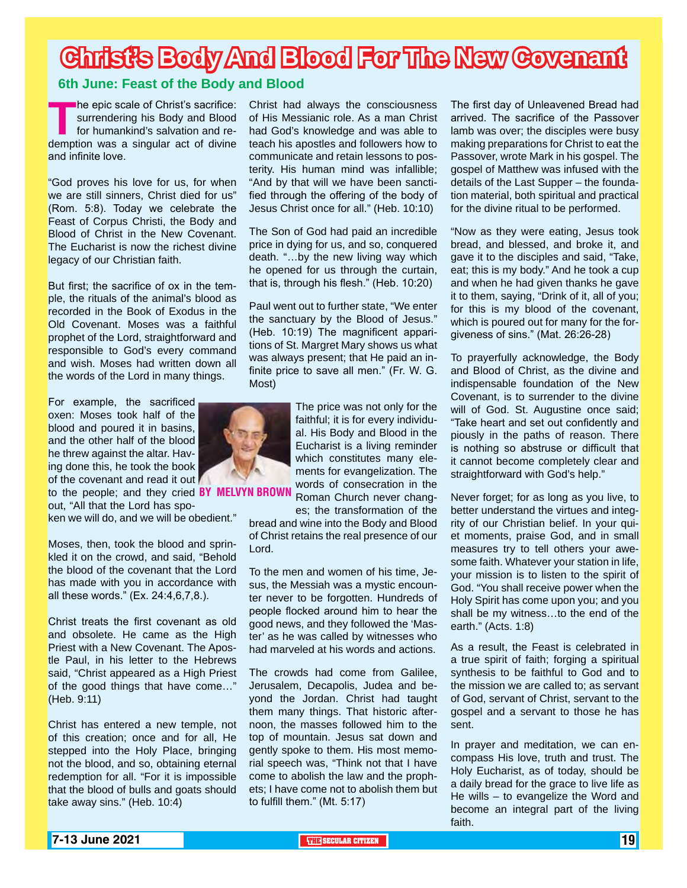# Christ's Body And Blood For The New Covenant

## 6th June: Feast of the Body and Blood

**BY MELVYN BROWN**

The epic scale of Christ's sacrifice: surrendering his Body and Blood for humankind's salvation and redemption was a singular act of divine and infinite love.

"God proves his love for us, for when we are still sinners, Christ died for us" (Rom. 5:8). Today we celebrate the Feast of Corpus Christi, the Body and Blood of Christ in the New Covenant. The Eucharist is now the richest divine legacy of our Christian faith.

But first; the sacrifice of ox in the temple, the rituals of the animal's blood as recorded in the Book of Exodus in the Old Covenant. Moses was a faithful prophet of the Lord, straightforward and responsible to God's every command and wish. Moses had written down all the words of the Lord in many things.

For example, the sacrificed oxen: Moses took half of the blood and poured it in basins, and the other half of the blood he threw against the altar. Having done this, he took the book of the covenant and read it out to the people; and they cried out, "All that the Lord has spoken we will do, and we will be obedient."

Moses, then, took the blood and sprinkled it on the crowd, and said, "Behold the blood of the covenant that the Lord has made with you in accordance with all these words." (Ex. 24:4,6,7,8.).

Christ treats the first covenant as old and obsolete. He came as the High Priest with a New Covenant. The Apostle Paul, in his letter to the Hebrews said, "Christ appeared as a High Priest of the good things that have come…" (Heb. 9:11)

Christ has entered a new temple, not of this creation; once and for all, He stepped into the Holy Place, bringing not the blood, and so, obtaining eternal redemption for all. "For it is impossible that the blood of bulls and goats should take away sins." (Heb. 10:4)

Christ had always the consciousness of His Messianic role. As a man Christ had God's knowledge and was able to teach his apostles and followers how to communicate and retain lessons to posterity. His human mind was infallible; "And by that will we have been sanctified through the offering of the body of Jesus Christ once for all." (Heb. 10:10)

The Son of God had paid an incredible price in dying for us, and so, conquered death. "…by the new living way which he opened for us through the curtain, that is, through his flesh." (Heb. 10:20)

Paul went out to further state, "We enter the sanctuary by the Blood of Jesus." (Heb. 10:19) The magnificent apparitions of St. Margret Mary shows us what was always present; that He paid an infinite price to save all men." (Fr. W. G. Most)

The price was not only for the faithful; it is for every individual. His Body and Blood in the Eucharist is a living reminder which constitutes many elements for evangelization. The words of consecration in the Roman Church never changes; the transformation of the bread and wine into the Body and Blood of Christ retains the real presence of our Lord.

To the men and women of his time, Jesus, the Messiah was a mystic encounter never to be forgotten. Hundreds of people flocked around him to hear the good news, and they followed the 'Master' as he was called by witnesses who had marveled at his words and actions.

The crowds had come from Galilee, Jerusalem, Decapolis, Judea and beyond the Jordan. Christ had taught them many things. That historic afternoon, the masses followed him to the top of mountain. Jesus sat down and gently spoke to them. His most memorial speech was, "Think not that I have come to abolish the law and the prophets; I have come not to abolish them but to fulfill them." (Mt. 5:17)

The first day of Unleavened Bread had arrived. The sacrifice of the Passover lamb was over; the disciples were busy making preparations for Christ to eat the Passover, wrote Mark in his gospel. The gospel of Matthew was infused with the details of the Last Supper – the foundation material, both spiritual and practical for the divine ritual to be performed.

"Now as they were eating, Jesus took bread, and blessed, and broke it, and gave it to the disciples and said, "Take, eat; this is my body." And he took a cup and when he had given thanks he gave it to them, saying, "Drink of it, all of you; for this is my blood of the covenant, which is poured out for many for the forgiveness of sins." (Mat. 26:26-28)

To prayerfully acknowledge, the Body and Blood of Christ, as the divine and indispensable foundation of the New Covenant, is to surrender to the divine will of God. St. Augustine once said; "Take heart and set out confidently and piously in the paths of reason. There is nothing so abstruse or difficult that it cannot become completely clear and straightforward with God's help."

Never forget; for as long as you live, to better understand the virtues and integrity of our Christian belief. In your quiet moments, praise God, and in small measures try to tell others your awesome faith. Whatever your station in life, your mission is to listen to the spirit of God. "You shall receive power when the Holy Spirit has come upon you; and you shall be my witness…to the end of the earth." (Acts. 1:8)

As a result, the Feast is celebrated in a true spirit of faith; forging a spiritual synthesis to be faithful to God and to the mission we are called to; as servant of God, servant of Christ, servant to the gospel and a servant to those he has sent.

In prayer and meditation, we can encompass His love, truth and trust. The Holy Eucharist, as of today, should be a daily bread for the grace to live life as He wills – to evangelize the Word and become an integral part of the living faith.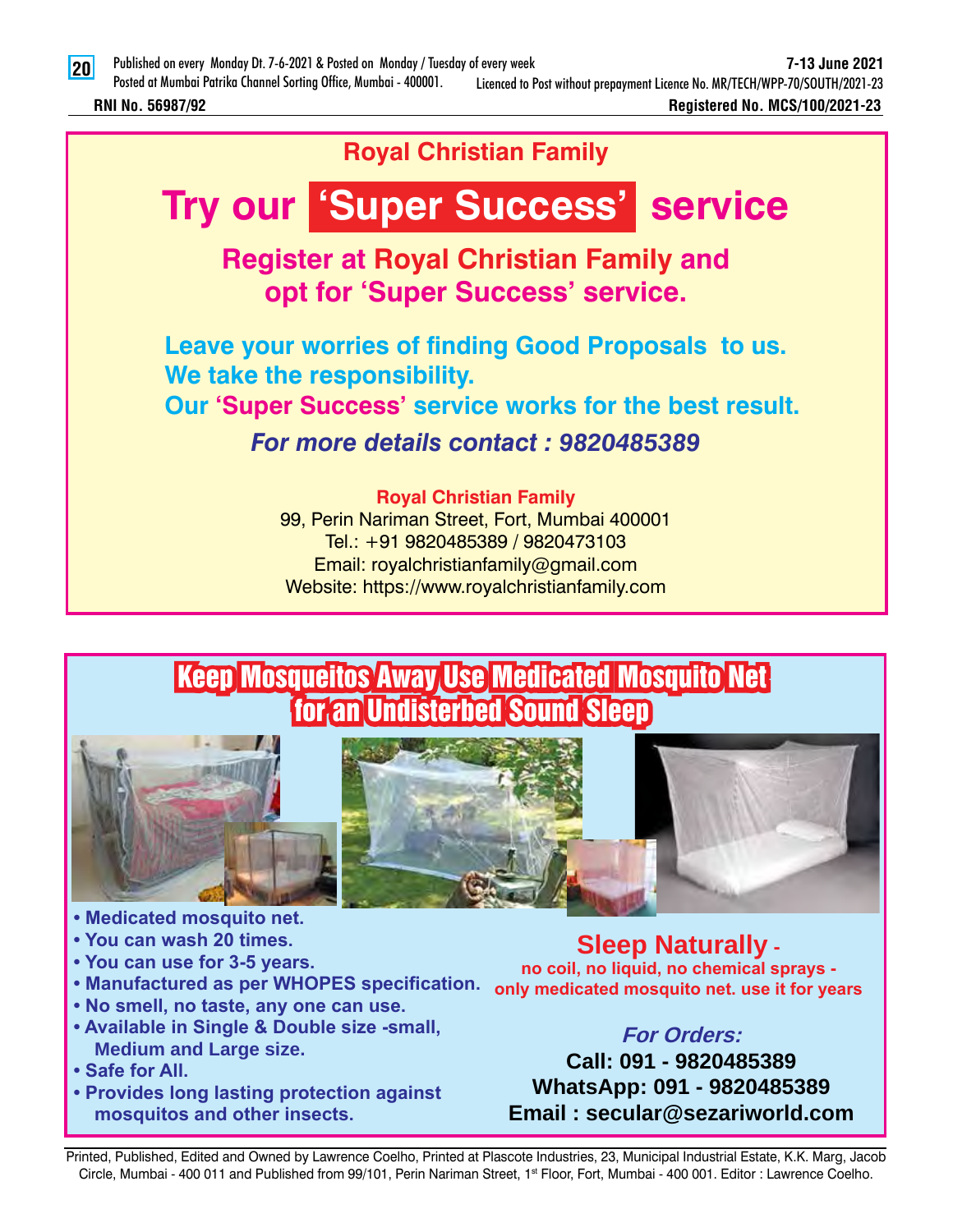## Royal Christian Family

# Try our 'Super Success' service

**Register at Royal Christian Family and opt for 'Super Success' service.**

**Leave your worries of finding Good Proposals to us.**
**We take the responsibility.**
**Our 'Super Success' service works for the best result.**

***For more details contact : 9820485389***

**Royal Christian Family**
99, Perin Nariman Street, Fort, Mumbai 400001
Tel.: +91 9820485389 / 9820473103
Email: royalchristianfamily@gmail.com
Website: https://www.royalchristianfamily.com

## Keep Mosqueitos Away Use Medicated Mosquito Net for an Undisterbed Sound Sleep

- **Medicated mosquito net.**
- **You can wash 20 times.**
- **You can use for 3-5 years.**
- **Manufactured as per WHOPES specification.**
- **No smell, no taste, any one can use.**
- **Available in Single & Double size -small, Medium and Large size.**
- **Safe for All.**
- **Provides long lasting protection against mosquitos and other insects.**

**Sleep Naturally -**
**no coil, no liquid, no chemical sprays - only medicated mosquito net. use it for years**

***For Orders:***
**Call: 091 - 9820485389**
**WhatsApp: 091 - 9820485389**
**Email : secular@sezariworld.com**

Printed, Published, Edited and Owned by Lawrence Coelho, Printed at Plascote Industries, 23, Municipal Industrial Estate, K.K. Marg, Jacob Circle, Mumbai - 400 011 and Published from 99/101, Perin Nariman Street, 1st Floor, Fort, Mumbai - 400 001. Editor : Lawrence Coelho.